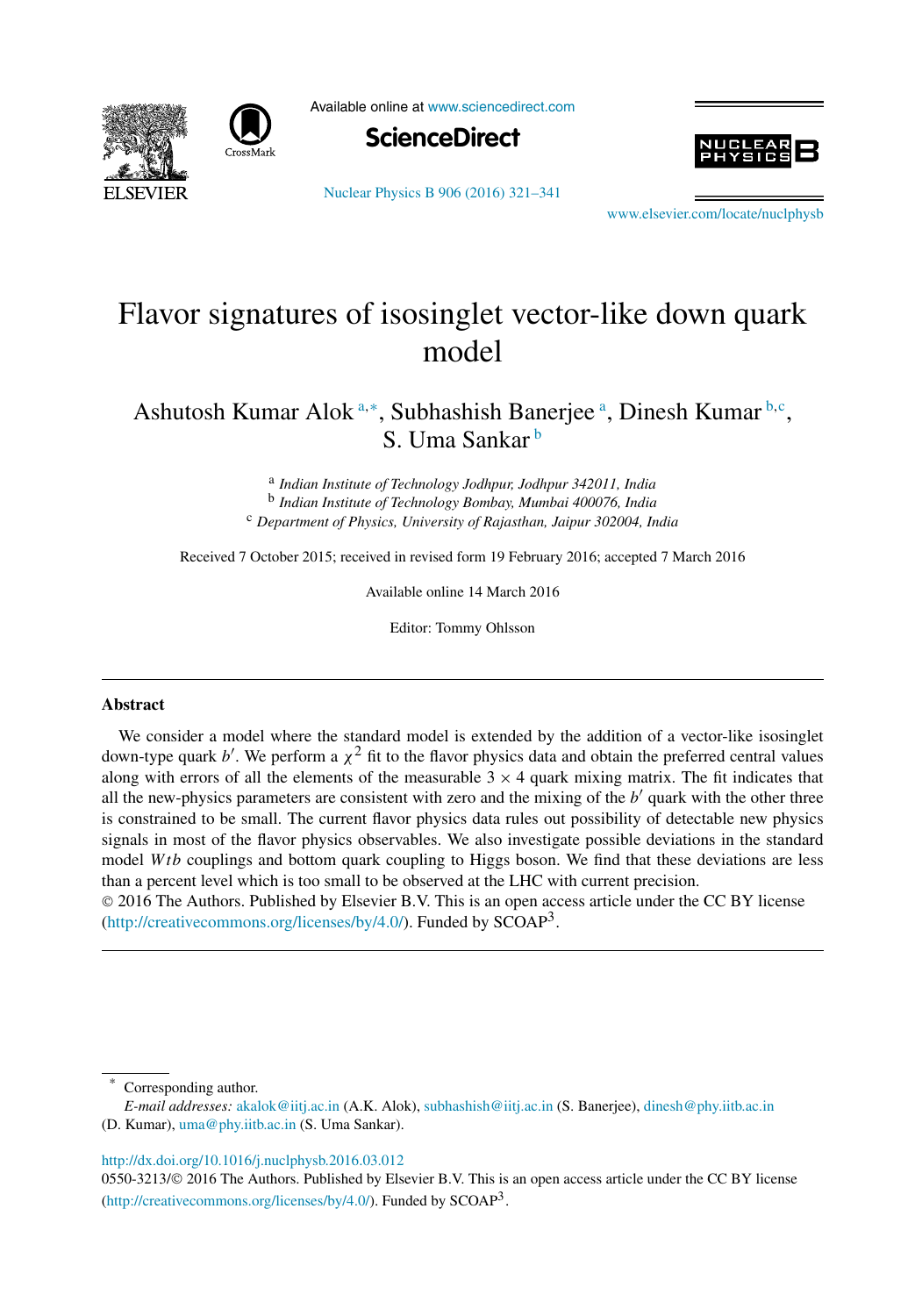# Flavor signatures of isosinglet vector-like down quark model

Ashutosh Kumar Alok [a,*], Subhashish Banerjee [a], Dinesh Kumar [b,c], S. Uma Sankar [b]

[a] *Indian Institute of Technology Jodhpur, Jodhpur 342011, India*
[b] *Indian Institute of Technology Bombay, Mumbai 400076, India*
[c] *Department of Physics, University of Rajasthan, Jaipur 302004, India*

Received 7 October 2015; received in revised form 19 February 2016; accepted 7 March 2016

Available online 14 March 2016

Editor: Tommy Ohlsson

## Abstract

We consider a model where the standard model is extended by the addition of a vector-like isosinglet down-type quark $b'$. We perform a $\chi^2$ fit to the flavor physics data and obtain the preferred central values along with errors of all the elements of the measurable $3 \times 4$ quark mixing matrix. The fit indicates that all the new-physics parameters are consistent with zero and the mixing of the $b'$ quark with the other three is constrained to be small. The current flavor physics data rules out possibility of detectable new physics signals in most of the flavor physics observables. We also investigate possible deviations in the standard model $Wtb$ couplings and bottom quark coupling to Higgs boson. We find that these deviations are less than a percent level which is too small to be observed at the LHC with current precision.

© 2016 The Authors. Published by Elsevier B.V. This is an open access article under the CC BY license (http://creativecommons.org/licenses/by/4.0/). Funded by SCOAP[3].

---

\* Corresponding author.

*E-mail addresses:* akalok@iitj.ac.in (A.K. Alok), subhashish@iitj.ac.in (S. Banerjee), dinesh@phy.iitb.ac.in (D. Kumar), uma@phy.iitb.ac.in (S. Uma Sankar).

http://dx.doi.org/10.1016/j.nuclphysb.2016.03.012

0550-3213/© 2016 The Authors. Published by Elsevier B.V. This is an open access article under the CC BY license (http://creativecommons.org/licenses/by/4.0/). Funded by SCOAP[3].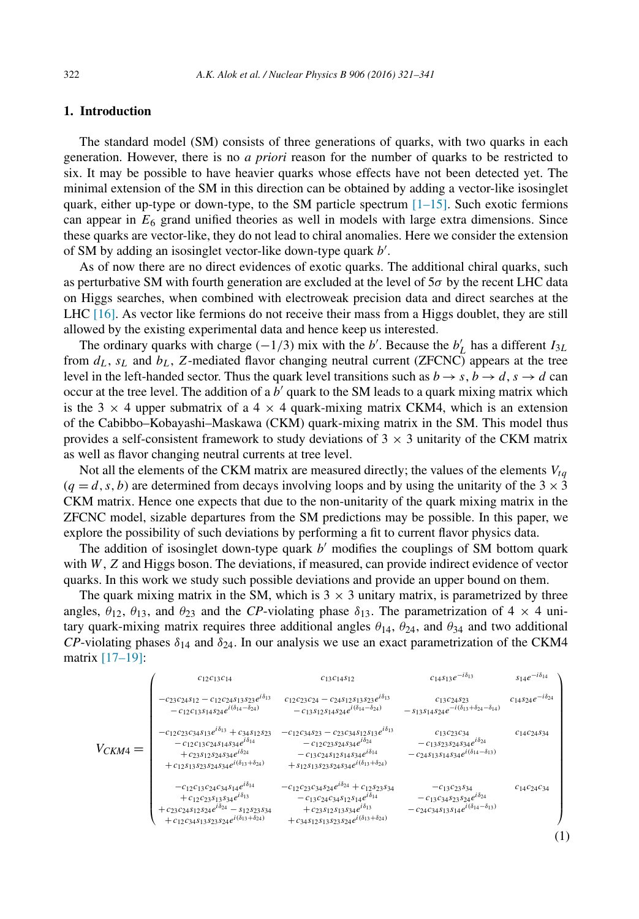## 1. Introduction

The standard model (SM) consists of three generations of quarks, with two quarks in each generation. However, there is no *a priori* reason for the number of quarks to be restricted to six. It may be possible to have heavier quarks whose effects have not been detected yet. The minimal extension of the SM in this direction can be obtained by adding a vector-like isosinglet quark, either up-type or down-type, to the SM particle spectrum [1–15]. Such exotic fermions can appear in $E_6$ grand unified theories as well in models with large extra dimensions. Since these quarks are vector-like, they do not lead to chiral anomalies. Here we consider the extension of SM by adding an isosinglet vector-like down-type quark $b'$.

As of now there are no direct evidences of exotic quarks. The additional chiral quarks, such as perturbative SM with fourth generation are excluded at the level of $5\sigma$ by the recent LHC data on Higgs searches, when combined with electroweak precision data and direct searches at the LHC [16]. As vector like fermions do not receive their mass from a Higgs doublet, they are still allowed by the existing experimental data and hence keep us interested.

The ordinary quarks with charge $(-1/3)$ mix with the $b'$. Because the $b'_L$ has a different $I_{3L}$ from $d_L$, $s_L$ and $b_L$, $Z$-mediated flavor changing neutral current (ZFCNC) appears at the tree level in the left-handed sector. Thus the quark level transitions such as $b \to s$, $b \to d$, $s \to d$ can occur at the tree level. The addition of a $b'$ quark to the SM leads to a quark mixing matrix which is the $3 \times 4$ upper submatrix of a $4 \times 4$ quark-mixing matrix CKM4, which is an extension of the Cabibbo–Kobayashi–Maskawa (CKM) quark-mixing matrix in the SM. This model thus provides a self-consistent framework to study deviations of $3 \times 3$ unitarity of the CKM matrix as well as flavor changing neutral currents at tree level.

Not all the elements of the CKM matrix are measured directly; the values of the elements $V_{tq}$ ($q = d, s, b$) are determined from decays involving loops and by using the unitarity of the $3 \times 3$ CKM matrix. Hence one expects that due to the non-unitarity of the quark mixing matrix in the ZFCNC model, sizable departures from the SM predictions may be possible. In this paper, we explore the possibility of such deviations by performing a fit to current flavor physics data.

The addition of isosinglet down-type quark $b'$ modifies the couplings of SM bottom quark with $W$, $Z$ and Higgs boson. The deviations, if measured, can provide indirect evidence of vector quarks. In this work we study such possible deviations and provide an upper bound on them.

The quark mixing matrix in the SM, which is $3 \times 3$ unitary matrix, is parametrized by three angles, $\theta_{12}$, $\theta_{13}$, and $\theta_{23}$ and the *CP*-violating phase $\delta_{13}$. The parametrization of $4 \times 4$ unitary quark-mixing matrix requires three additional angles $\theta_{14}$, $\theta_{24}$, and $\theta_{34}$ and two additional *CP*-violating phases $\delta_{14}$ and $\delta_{24}$. In our analysis we use an exact parametrization of the CKM4 matrix [17–19]:

$$
V_{CKM4} = \begin{pmatrix}
c_{12}c_{13}c_{14} & c_{13}c_{14}s_{12} & c_{14}s_{13}e^{-i\delta_{13}} & s_{14}e^{-i\delta_{14}} \\[2ex]
\begin{array}{c} -c_{23}c_{24}s_{12} - c_{12}c_{24}s_{13}s_{23}e^{i\delta_{13}} \\ - c_{12}c_{13}s_{14}s_{24}e^{i(\delta_{14}-\delta_{24})} \end{array} &
\begin{array}{c} c_{12}c_{23}c_{24} - c_{24}s_{12}s_{13}s_{23}e^{i\delta_{13}} \\ - c_{13}s_{12}s_{14}s_{24}e^{i(\delta_{14}-\delta_{24})} \end{array} &
\begin{array}{c} c_{13}c_{24}s_{23} \\ - s_{13}s_{14}s_{24}e^{-i(\delta_{13}+\delta_{24}-\delta_{14})} \end{array} &
c_{14}s_{24}e^{-i\delta_{24}} \\[2ex]
\begin{array}{c} -c_{12}c_{23}c_{34}s_{13}e^{i\delta_{13}} + c_{34}s_{12}s_{23} \\ - c_{12}c_{13}c_{24}s_{14}s_{34}e^{i\delta_{14}} \\ + c_{23}s_{12}s_{24}s_{34}e^{i\delta_{24}} \\ + c_{12}s_{13}s_{23}s_{24}s_{34}e^{i(\delta_{13}+\delta_{24})} \end{array} &
\begin{array}{c} -c_{12}c_{34}s_{23} - c_{23}c_{34}s_{12}s_{13}e^{i\delta_{13}} \\ - c_{12}c_{23}s_{24}s_{34}e^{i\delta_{24}} \\ - c_{13}c_{24}s_{12}s_{14}s_{34}e^{i\delta_{14}} \\ + s_{12}s_{13}s_{23}s_{24}s_{34}e^{i(\delta_{13}+\delta_{24})} \end{array} &
\begin{array}{c} c_{13}c_{23}c_{34} \\ - c_{13}s_{23}s_{24}s_{34}e^{i\delta_{24}} \\ - c_{24}s_{13}s_{14}s_{34}e^{i(\delta_{14}-\delta_{13})} \end{array} &
c_{14}c_{24}s_{34} \\[2ex]
\begin{array}{c} -c_{12}c_{13}c_{24}c_{34}s_{14}e^{i\delta_{14}} \\ + c_{12}c_{23}s_{13}s_{34}e^{i\delta_{13}} \\ + c_{23}c_{24}s_{12}s_{24}e^{i\delta_{24}} - s_{12}s_{23}s_{34} \\ + c_{12}c_{34}s_{13}s_{23}s_{24}e^{i(\delta_{13}+\delta_{24})} \end{array} &
\begin{array}{c} -c_{12}c_{23}c_{34}s_{24}e^{i\delta_{24}} + c_{12}s_{23}s_{34} \\ - c_{13}c_{24}c_{34}s_{12}s_{14}e^{i\delta_{14}} \\ + c_{23}s_{12}s_{13}s_{34}e^{i\delta_{13}} \\ + c_{34}s_{12}s_{13}s_{23}s_{24}e^{i(\delta_{13}+\delta_{24})} \end{array} &
\begin{array}{c} -c_{13}c_{23}s_{34} \\ - c_{13}c_{34}s_{23}s_{24}e^{i\delta_{24}} \\ - c_{24}c_{34}s_{13}s_{14}e^{i(\delta_{14}-\delta_{13})} \end{array} &
c_{14}c_{24}c_{34}
\end{pmatrix}
\tag{1}
$$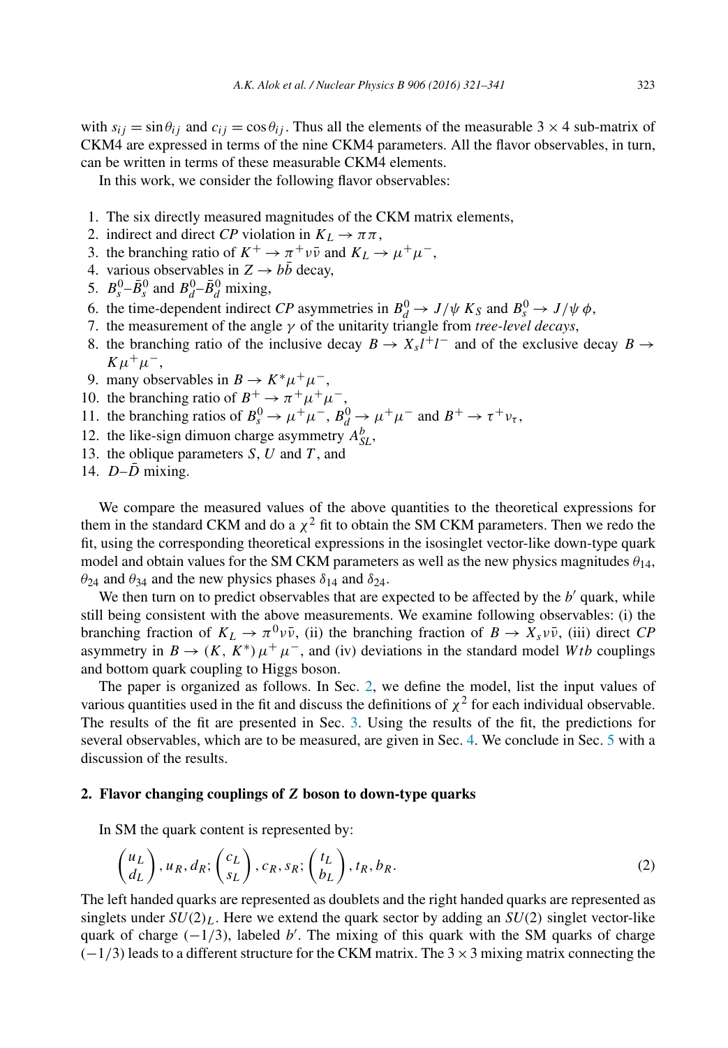with $s_{ij} = \sin\theta_{ij}$ and $c_{ij} = \cos\theta_{ij}$. Thus all the elements of the measurable $3 \times 4$ sub-matrix of CKM4 are expressed in terms of the nine CKM4 parameters. All the flavor observables, in turn, can be written in terms of these measurable CKM4 elements.

In this work, we consider the following flavor observables:

1. The six directly measured magnitudes of the CKM matrix elements,
2. indirect and direct *CP* violation in $K_L \to \pi\pi$,
3. the branching ratio of $K^+ \to \pi^+\nu\bar{\nu}$ and $K_L \to \mu^+\mu^-$,
4. various observables in $Z \to b\bar{b}$ decay,
5. $B_s^0$–$\bar{B}_s^0$ and $B_d^0$–$\bar{B}_d^0$ mixing,
6. the time-dependent indirect *CP* asymmetries in $B_d^0 \to J/\psi\, K_S$ and $B_s^0 \to J/\psi\, \phi$,
7. the measurement of the angle $\gamma$ of the unitarity triangle from *tree-level decays*,
8. the branching ratio of the inclusive decay $B \to X_s l^+ l^-$ and of the exclusive decay $B \to K\mu^+\mu^-$,
9. many observables in $B \to K^*\mu^+\mu^-$,
10. the branching ratio of $B^+ \to \pi^+\mu^+\mu^-$,
11. the branching ratios of $B_s^0 \to \mu^+\mu^-$, $B_d^0 \to \mu^+\mu^-$ and $B^+ \to \tau^+\nu_\tau$,
12. the like-sign dimuon charge asymmetry $A_{SL}^b$,
13. the oblique parameters $S$, $U$ and $T$, and
14. $D$–$\bar{D}$ mixing.

We compare the measured values of the above quantities to the theoretical expressions for them in the standard CKM and do a $\chi^2$ fit to obtain the SM CKM parameters. Then we redo the fit, using the corresponding theoretical expressions in the isosinglet vector-like down-type quark model and obtain values for the SM CKM parameters as well as the new physics magnitudes $\theta_{14}$, $\theta_{24}$ and $\theta_{34}$ and the new physics phases $\delta_{14}$ and $\delta_{24}$.

We then turn on to predict observables that are expected to be affected by the $b'$ quark, while still being consistent with the above measurements. We examine following observables: (i) the branching fraction of $K_L \to \pi^0\nu\bar{\nu}$, (ii) the branching fraction of $B \to X_s\nu\bar{\nu}$, (iii) direct *CP* asymmetry in $B \to (K, K^*)\,\mu^+\mu^-$, and (iv) deviations in the standard model $Wtb$ couplings and bottom quark coupling to Higgs boson.

The paper is organized as follows. In Sec. 2, we define the model, list the input values of various quantities used in the fit and discuss the definitions of $\chi^2$ for each individual observable. The results of the fit are presented in Sec. 3. Using the results of the fit, the predictions for several observables, which are to be measured, are given in Sec. 4. We conclude in Sec. 5 with a discussion of the results.

## 2. Flavor changing couplings of $Z$ boson to down-type quarks

In SM the quark content is represented by:

$$\begin{pmatrix} u_L \\ d_L \end{pmatrix}, u_R, d_R; \begin{pmatrix} c_L \\ s_L \end{pmatrix}, c_R, s_R; \begin{pmatrix} t_L \\ b_L \end{pmatrix}, t_R, b_R. \tag{2}$$

The left handed quarks are represented as doublets and the right handed quarks are represented as singlets under $SU(2)_L$. Here we extend the quark sector by adding an $SU(2)$ singlet vector-like quark of charge $(-1/3)$, labeled $b'$. The mixing of this quark with the SM quarks of charge $(-1/3)$ leads to a different structure for the CKM matrix. The $3 \times 3$ mixing matrix connecting the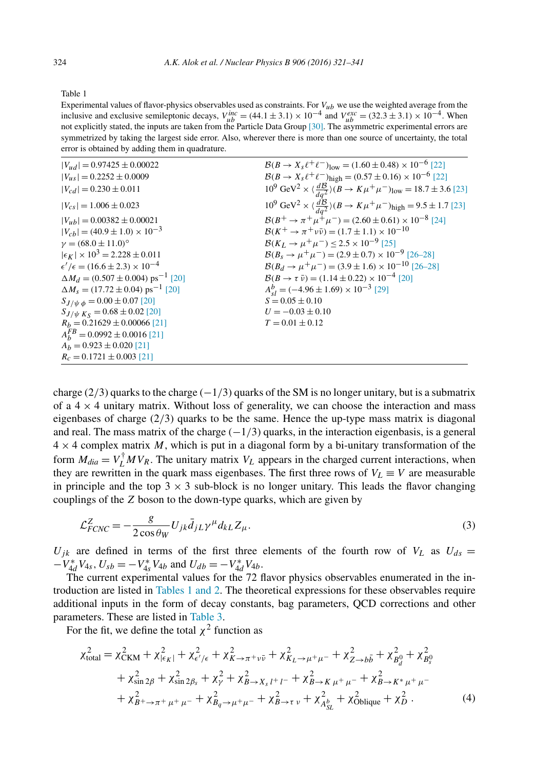Table 1

Experimental values of flavor-physics observables used as constraints. For $V_{ub}$ we use the weighted average from the inclusive and exclusive semileptonic decays, $V_{ub}^{inc} = (44.1 \pm 3.1) \times 10^{-4}$ and $V_{ub}^{exc} = (32.3 \pm 3.1) \times 10^{-4}$. When not explicitly stated, the inputs are taken from the Particle Data Group [30]. The asymmetric experimental errors are symmetrized by taking the largest side error. Also, wherever there is more than one source of uncertainty, the total error is obtained by adding them in quadrature.

| | |
|---|---|
| $\|V_{ud}\| = 0.97425 \pm 0.00022$ | $\mathcal{B}(B \to X_s \ell^+\ell^-)_{\rm low} = (1.60 \pm 0.48) \times 10^{-6}$ [22] |
| $\|V_{us}\| = 0.2252 \pm 0.0009$ | $\mathcal{B}(B \to X_s \ell^+\ell^-)_{\rm high} = (0.57 \pm 0.16) \times 10^{-6}$ [22] |
| $\|V_{cd}\| = 0.230 \pm 0.011$ | $10^9\ {\rm GeV}^2 \times \langle \frac{d\mathcal{B}}{dq^2} \rangle (B \to K\mu^+\mu^-)_{\rm low} = 18.7 \pm 3.6$ [23] |
| $\|V_{cs}\| = 1.006 \pm 0.023$ | $10^9\ {\rm GeV}^2 \times \langle \frac{d\mathcal{B}}{dq^2} \rangle (B \to K\mu^+\mu^-)_{\rm high} = 9.5 \pm 1.7$ [23] |
| $\|V_{ub}\| = 0.00382 \pm 0.00021$ | $\mathcal{B}(B^+ \to \pi^+\mu^+\mu^-) = (2.60 \pm 0.61) \times 10^{-8}$ [24] |
| $\|V_{cb}\| = (40.9 \pm 1.0) \times 10^{-3}$ | $\mathcal{B}(K^+ \to \pi^+\nu\bar{\nu}) = (1.7 \pm 1.1) \times 10^{-10}$ |
| $\gamma = (68.0 \pm 11.0)^\circ$ | $\mathcal{B}(K_L \to \mu^+\mu^-) \leq 2.5 \times 10^{-9}$ [25] |
| $\|\epsilon_K\| \times 10^3 = 2.228 \pm 0.011$ | $\mathcal{B}(B_s \to \mu^+\mu^-) = (2.9 \pm 0.7) \times 10^{-9}$ [26–28] |
| $\epsilon'/\epsilon = (16.6 \pm 2.3) \times 10^{-4}$ | $\mathcal{B}(B_d \to \mu^+\mu^-) = (3.9 \pm 1.6) \times 10^{-10}$ [26–28] |
| $\Delta M_d = (0.507 \pm 0.004)\ {\rm ps}^{-1}$ [20] | $\mathcal{B}(B \to \tau\,\bar{\nu}) = (1.14 \pm 0.22) \times 10^{-4}$ [20] |
| $\Delta M_s = (17.72 \pm 0.04)\ {\rm ps}^{-1}$ [20] | $A_{sl}^b = (-4.96 \pm 1.69) \times 10^{-3}$ [29] |
| $S_{J/\psi\,\phi} = 0.00 \pm 0.07$ [20] | $S = 0.05 \pm 0.10$ |
| $S_{J/\psi\,K_S} = 0.68 \pm 0.02$ [20] | $U = -0.03 \pm 0.10$ |
| $R_b = 0.21629 \pm 0.00066$ [21] | $T = 0.01 \pm 0.12$ |
| $A_b^{FB} = 0.0992 \pm 0.0016$ [21] | |
| $A_b = 0.923 \pm 0.020$ [21] | |
| $R_c = 0.1721 \pm 0.003$ [21] | |

charge (2/3) quarks to the charge (−1/3) quarks of the SM is no longer unitary, but is a submatrix of a $4 \times 4$ unitary matrix. Without loss of generality, we can choose the interaction and mass eigenbases of charge (2/3) quarks to be the same. Hence the up-type mass matrix is diagonal and real. The mass matrix of the charge (−1/3) quarks, in the interaction eigenbasis, is a general $4 \times 4$ complex matrix $M$, which is put in a diagonal form by a bi-unitary transformation of the form $M_{dia} = V_L^\dagger M V_R$. The unitary matrix $V_L$ appears in the charged current interactions, when they are rewritten in the quark mass eigenbases. The first three rows of $V_L \equiv V$ are measurable in principle and the top $3 \times 3$ sub-block is no longer unitary. This leads the flavor changing couplings of the $Z$ boson to the down-type quarks, which are given by

$$\mathcal{L}_{FCNC}^Z = -\frac{g}{2\cos\theta_W} U_{jk} \bar{d}_{jL} \gamma^\mu d_{kL} Z_\mu . \tag{3}$$

$U_{jk}$ are defined in terms of the first three elements of the fourth row of $V_L$ as $U_{ds} = -V_{4d}^* V_{4s}$, $U_{sb} = -V_{4s}^* V_{4b}$ and $U_{db} = -V_{4d}^* V_{4b}$.

The current experimental values for the 72 flavor physics observables enumerated in the introduction are listed in Tables 1 and 2. The theoretical expressions for these observables require additional inputs in the form of decay constants, bag parameters, QCD corrections and other parameters. These are listed in Table 3.

For the fit, we define the total $\chi^2$ function as

$$\begin{aligned}
\chi^2_{\rm total} = {} & \chi^2_{\rm CKM} + \chi^2_{|\epsilon_K|} + \chi^2_{\epsilon'/\epsilon} + \chi^2_{K \to \pi^+\nu\bar{\nu}} + \chi^2_{K_L \to \mu^+\mu^-} + \chi^2_{Z \to b\bar{b}} + \chi^2_{B_d^0} + \chi^2_{B_s^0} \\
& + \chi^2_{\sin 2\beta} + \chi^2_{\sin 2\beta_s} + \chi^2_{\gamma} + \chi^2_{B \to X_s l^+ l^-} + \chi^2_{B \to K\,\mu^+\mu^-} + \chi^2_{B \to K^*\mu^+\mu^-} \\
& + \chi^2_{B^+ \to \pi^+\mu^+\mu^-} + \chi^2_{B_q \to \mu^+\mu^-} + \chi^2_{B \to \tau\,\nu} + \chi^2_{A_{SL}^b} + \chi^2_{\rm Oblique} + \chi^2_D \, .
\end{aligned} \tag{4}$$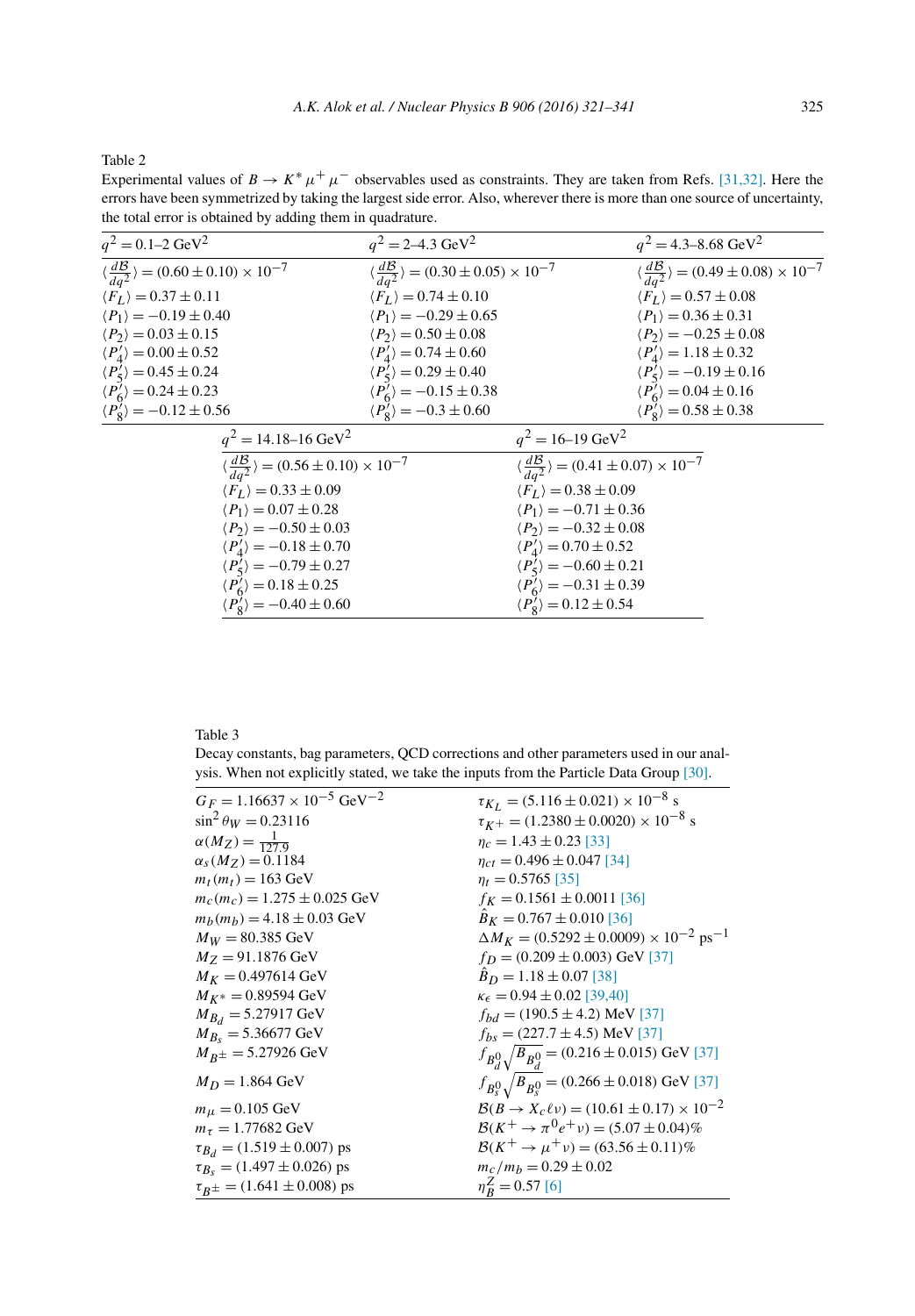Table 2
Experimental values of $B \to K^* \mu^+ \mu^-$ observables used as constraints. They are taken from Refs. [31,32]. Here the errors have been symmetrized by taking the largest side error. Also, wherever there is more than one source of uncertainty, the total error is obtained by adding them in quadrature.

| $q^2 = 0.1$–$2$ GeV$^2$ | $q^2 = 2$–$4.3$ GeV$^2$ | $q^2 = 4.3$–$8.68$ GeV$^2$ |
|---|---|---|
| $\langle \frac{d\mathcal{B}}{dq^2} \rangle = (0.60 \pm 0.10) \times 10^{-7}$ | $\langle \frac{d\mathcal{B}}{dq^2} \rangle = (0.30 \pm 0.05) \times 10^{-7}$ | $\langle \frac{d\mathcal{B}}{dq^2} \rangle = (0.49 \pm 0.08) \times 10^{-7}$ |
| $\langle F_L \rangle = 0.37 \pm 0.11$ | $\langle F_L \rangle = 0.74 \pm 0.10$ | $\langle F_L \rangle = 0.57 \pm 0.08$ |
| $\langle P_1 \rangle = -0.19 \pm 0.40$ | $\langle P_1 \rangle = -0.29 \pm 0.65$ | $\langle P_1 \rangle = 0.36 \pm 0.31$ |
| $\langle P_2 \rangle = 0.03 \pm 0.15$ | $\langle P_2 \rangle = 0.50 \pm 0.08$ | $\langle P_2 \rangle = -0.25 \pm 0.08$ |
| $\langle P_4' \rangle = 0.00 \pm 0.52$ | $\langle P_4' \rangle = 0.74 \pm 0.60$ | $\langle P_4' \rangle = 1.18 \pm 0.32$ |
| $\langle P_5' \rangle = 0.45 \pm 0.24$ | $\langle P_5' \rangle = 0.29 \pm 0.40$ | $\langle P_5' \rangle = -0.19 \pm 0.16$ |
| $\langle P_6' \rangle = 0.24 \pm 0.23$ | $\langle P_6' \rangle = -0.15 \pm 0.38$ | $\langle P_6' \rangle = 0.04 \pm 0.16$ |
| $\langle P_8' \rangle = -0.12 \pm 0.56$ | $\langle P_8' \rangle = -0.3 \pm 0.60$ | $\langle P_8' \rangle = 0.58 \pm 0.38$ |

| $q^2 = 14.18$–$16$ GeV$^2$ | $q^2 = 16$–$19$ GeV$^2$ |
|---|---|
| $\langle \frac{d\mathcal{B}}{dq^2} \rangle = (0.56 \pm 0.10) \times 10^{-7}$ | $\langle \frac{d\mathcal{B}}{dq^2} \rangle = (0.41 \pm 0.07) \times 10^{-7}$ |
| $\langle F_L \rangle = 0.33 \pm 0.09$ | $\langle F_L \rangle = 0.38 \pm 0.09$ |
| $\langle P_1 \rangle = 0.07 \pm 0.28$ | $\langle P_1 \rangle = -0.71 \pm 0.36$ |
| $\langle P_2 \rangle = -0.50 \pm 0.03$ | $\langle P_2 \rangle = -0.32 \pm 0.08$ |
| $\langle P_4' \rangle = -0.18 \pm 0.70$ | $\langle P_4' \rangle = 0.70 \pm 0.52$ |
| $\langle P_5' \rangle = -0.79 \pm 0.27$ | $\langle P_5' \rangle = -0.60 \pm 0.21$ |
| $\langle P_6' \rangle = 0.18 \pm 0.25$ | $\langle P_6' \rangle = -0.31 \pm 0.39$ |
| $\langle P_8' \rangle = -0.40 \pm 0.60$ | $\langle P_8' \rangle = 0.12 \pm 0.54$ |

Table 3
Decay constants, bag parameters, QCD corrections and other parameters used in our analysis. When not explicitly stated, we take the inputs from the Particle Data Group [30].

| | |
|---|---|
| $G_F = 1.16637 \times 10^{-5}$ GeV$^{-2}$ | $\tau_{K_L} = (5.116 \pm 0.021) \times 10^{-8}$ s |
| $\sin^2\theta_W = 0.23116$ | $\tau_{K^+} = (1.2380 \pm 0.0020) \times 10^{-8}$ s |
| $\alpha(M_Z) = \frac{1}{127.9}$ | $\eta_c = 1.43 \pm 0.23$ [33] |
| $\alpha_s(M_Z) = 0.1184$ | $\eta_{ct} = 0.496 \pm 0.047$ [34] |
| $m_t(m_t) = 163$ GeV | $\eta_t = 0.5765$ [35] |
| $m_c(m_c) = 1.275 \pm 0.025$ GeV | $f_K = 0.1561 \pm 0.0011$ [36] |
| $m_b(m_b) = 4.18 \pm 0.03$ GeV | $\hat{B}_K = 0.767 \pm 0.010$ [36] |
| $M_W = 80.385$ GeV | $\Delta M_K = (0.5292 \pm 0.0009) \times 10^{-2}$ ps$^{-1}$ |
| $M_Z = 91.1876$ GeV | $f_D = (0.209 \pm 0.003)$ GeV [37] |
| $M_K = 0.497614$ GeV | $\hat{B}_D = 1.18 \pm 0.07$ [38] |
| $M_{K^*} = 0.89594$ GeV | $\kappa_\epsilon = 0.94 \pm 0.02$ [39,40] |
| $M_{B_d} = 5.27917$ GeV | $f_{bd} = (190.5 \pm 4.2)$ MeV [37] |
| $M_{B_s} = 5.36677$ GeV | $f_{bs} = (227.7 \pm 4.5)$ MeV [37] |
| $M_{B^\pm} = 5.27926$ GeV | $f_{B_d^0}\sqrt{B_{B_d^0}} = (0.216 \pm 0.015)$ GeV [37] |
| $M_D = 1.864$ GeV | $f_{B_s^0}\sqrt{B_{B_s^0}} = (0.266 \pm 0.018)$ GeV [37] |
| $m_\mu = 0.105$ GeV | $\mathcal{B}(B \to X_c \ell \nu) = (10.61 \pm 0.17) \times 10^{-2}$ |
| $m_\tau = 1.77682$ GeV | $\mathcal{B}(K^+ \to \pi^0 e^+ \nu) = (5.07 \pm 0.04)\%$ |
| $\tau_{B_d} = (1.519 \pm 0.007)$ ps | $\mathcal{B}(K^+ \to \mu^+ \nu) = (63.56 \pm 0.11)\%$ |
| $\tau_{B_s} = (1.497 \pm 0.026)$ ps | $m_c/m_b = 0.29 \pm 0.02$ |
| $\tau_{B^\pm} = (1.641 \pm 0.008)$ ps | $\eta_B^Z = 0.57$ [6] |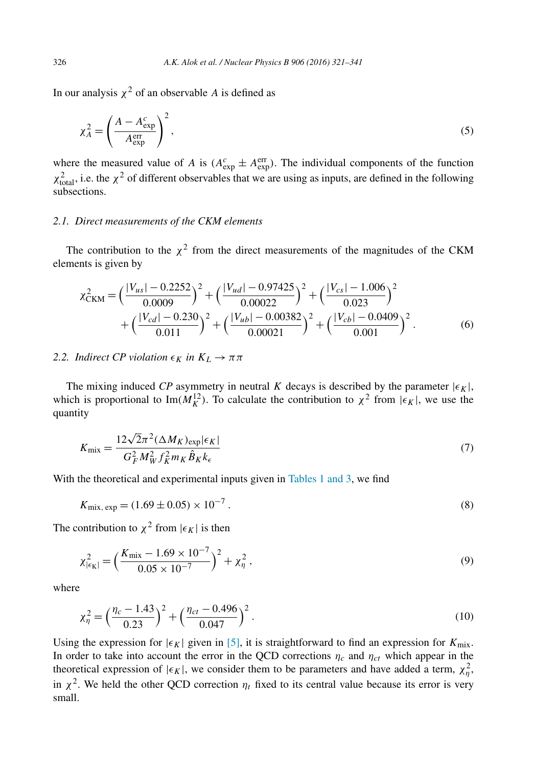In our analysis $\chi^2$ of an observable $A$ is defined as

$$\chi_A^2 = \left(\frac{A - A_{\rm exp}^c}{A_{\rm exp}^{\rm err}}\right)^2, \tag{5}$$

where the measured value of $A$ is $(A_{\rm exp}^c \pm A_{\rm exp}^{\rm err})$. The individual components of the function $\chi_{\rm total}^2$, i.e. the $\chi^2$ of different observables that we are using as inputs, are defined in the following subsections.

### 2.1. *Direct measurements of the CKM elements*

The contribution to the $\chi^2$ from the direct measurements of the magnitudes of the CKM elements is given by

$$\chi_{\rm CKM}^2 = \left(\frac{|V_{us}| - 0.2252}{0.0009}\right)^2 + \left(\frac{|V_{ud}| - 0.97425}{0.00022}\right)^2 + \left(\frac{|V_{cs}| - 1.006}{0.023}\right)^2 + \left(\frac{|V_{cd}| - 0.230}{0.011}\right)^2 + \left(\frac{|V_{ub}| - 0.00382}{0.00021}\right)^2 + \left(\frac{|V_{cb}| - 0.0409}{0.001}\right)^2. \tag{6}$$

### 2.2. *Indirect CP violation $\epsilon_K$ in $K_L \to \pi\pi$*

The mixing induced *CP* asymmetry in neutral $K$ decays is described by the parameter $|\epsilon_K|$, which is proportional to ${\rm Im}(M_K^{12})$. To calculate the contribution to $\chi^2$ from $|\epsilon_K|$, we use the quantity

$$K_{\rm mix} = \frac{12\sqrt{2}\pi^2 (\Delta M_K)_{\rm exp} |\epsilon_K|}{G_F^2 M_W^2 f_K^2 m_K \hat{B}_K k_\epsilon} \tag{7}$$

With the theoretical and experimental inputs given in Tables 1 and 3, we find

$$K_{\rm mix,\,exp} = (1.69 \pm 0.05) \times 10^{-7}\,. \tag{8}$$

The contribution to $\chi^2$ from $|\epsilon_K|$ is then

$$\chi_{|\epsilon_K|}^2 = \left(\frac{K_{\rm mix} - 1.69 \times 10^{-7}}{0.05 \times 10^{-7}}\right)^2 + \chi_\eta^2\,, \tag{9}$$

where

$$\chi_\eta^2 = \left(\frac{\eta_c - 1.43}{0.23}\right)^2 + \left(\frac{\eta_{ct} - 0.496}{0.047}\right)^2. \tag{10}$$

Using the expression for $|\epsilon_K|$ given in [5], it is straightforward to find an expression for $K_{\rm mix}$. In order to take into account the error in the QCD corrections $\eta_c$ and $\eta_{ct}$ which appear in the theoretical expression of $|\epsilon_K|$, we consider them to be parameters and have added a term, $\chi_\eta^2$, in $\chi^2$. We held the other QCD correction $\eta_t$ fixed to its central value because its error is very small.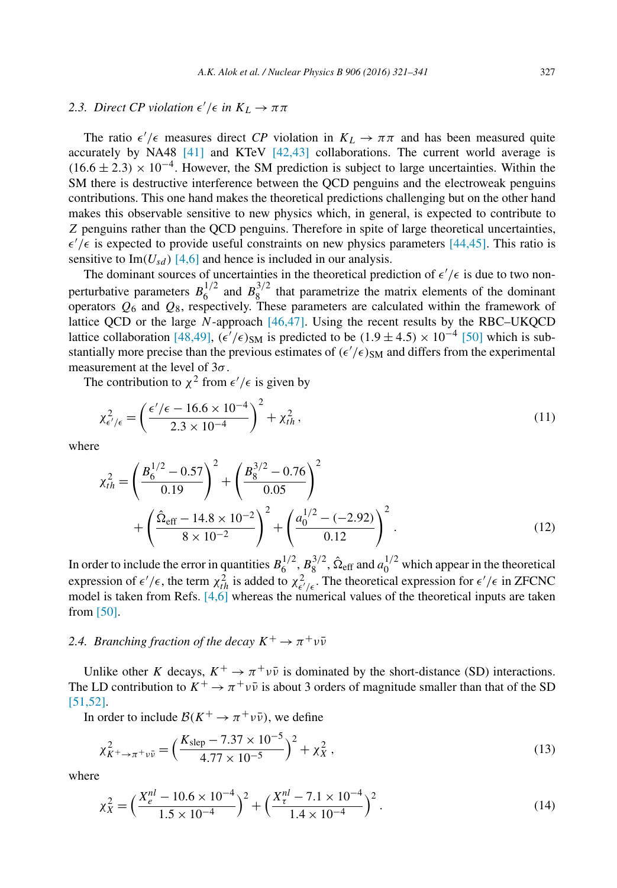### 2.3. Direct CP violation $\epsilon'/\epsilon$ in $K_L \to \pi\pi$

The ratio $\epsilon'/\epsilon$ measures direct *CP* violation in $K_L \to \pi\pi$ and has been measured quite accurately by NA48 [41] and KTeV [42,43] collaborations. The current world average is $(16.6 \pm 2.3) \times 10^{-4}$. However, the SM prediction is subject to large uncertainties. Within the SM there is destructive interference between the QCD penguins and the electroweak penguins contributions. This one hand makes the theoretical predictions challenging but on the other hand makes this observable sensitive to new physics which, in general, is expected to contribute to $Z$ penguins rather than the QCD penguins. Therefore in spite of large theoretical uncertainties, $\epsilon'/\epsilon$ is expected to provide useful constraints on new physics parameters [44,45]. This ratio is sensitive to $\text{Im}(U_{sd})$ [4,6] and hence is included in our analysis.

The dominant sources of uncertainties in the theoretical prediction of $\epsilon'/\epsilon$ is due to two non-perturbative parameters $B_6^{1/2}$ and $B_8^{3/2}$ that parametrize the matrix elements of the dominant operators $Q_6$ and $Q_8$, respectively. These parameters are calculated within the framework of lattice QCD or the large $N$-approach [46,47]. Using the recent results by the RBC–UKQCD lattice collaboration [48,49], $(\epsilon'/\epsilon)_{\text{SM}}$ is predicted to be $(1.9 \pm 4.5) \times 10^{-4}$ [50] which is substantially more precise than the previous estimates of $(\epsilon'/\epsilon)_{\text{SM}}$ and differs from the experimental measurement at the level of $3\sigma$.

The contribution to $\chi^2$ from $\epsilon'/\epsilon$ is given by

$$\chi^2_{\epsilon'/\epsilon} = \left(\frac{\epsilon'/\epsilon - 16.6 \times 10^{-4}}{2.3 \times 10^{-4}}\right)^2 + \chi^2_{th}\,, \tag{11}$$

where

$$\chi^2_{th} = \left(\frac{B_6^{1/2} - 0.57}{0.19}\right)^2 + \left(\frac{B_8^{3/2} - 0.76}{0.05}\right)^2 + \left(\frac{\hat{\Omega}_{\text{eff}} - 14.8 \times 10^{-2}}{8 \times 10^{-2}}\right)^2 + \left(\frac{a_0^{1/2} - (-2.92)}{0.12}\right)^2 . \tag{12}$$

In order to include the error in quantities $B_6^{1/2}$, $B_8^{3/2}$, $\hat{\Omega}_{\text{eff}}$ and $a_0^{1/2}$ which appear in the theoretical expression of $\epsilon'/\epsilon$, the term $\chi^2_{th}$ is added to $\chi^2_{\epsilon'/\epsilon}$. The theoretical expression for $\epsilon'/\epsilon$ in ZFCNC model is taken from Refs. [4,6] whereas the numerical values of the theoretical inputs are taken from [50].

### 2.4. Branching fraction of the decay $K^+ \to \pi^+\nu\bar{\nu}$

Unlike other $K$ decays, $K^+ \to \pi^+\nu\bar{\nu}$ is dominated by the short-distance (SD) interactions. The LD contribution to $K^+ \to \pi^+\nu\bar{\nu}$ is about 3 orders of magnitude smaller than that of the SD [51,52].

In order to include $\mathcal{B}(K^+ \to \pi^+\nu\bar{\nu})$, we define

$$\chi^2_{K^+\to\pi^+\nu\bar{\nu}} = \Big(\frac{K_{\text{slep}} - 7.37 \times 10^{-5}}{4.77 \times 10^{-5}}\Big)^2 + \chi^2_X\,, \tag{13}$$

where

$$\chi^2_X = \Big(\frac{X_e^{nl} - 10.6 \times 10^{-4}}{1.5 \times 10^{-4}}\Big)^2 + \Big(\frac{X_\tau^{nl} - 7.1 \times 10^{-4}}{1.4 \times 10^{-4}}\Big)^2 . \tag{14}$$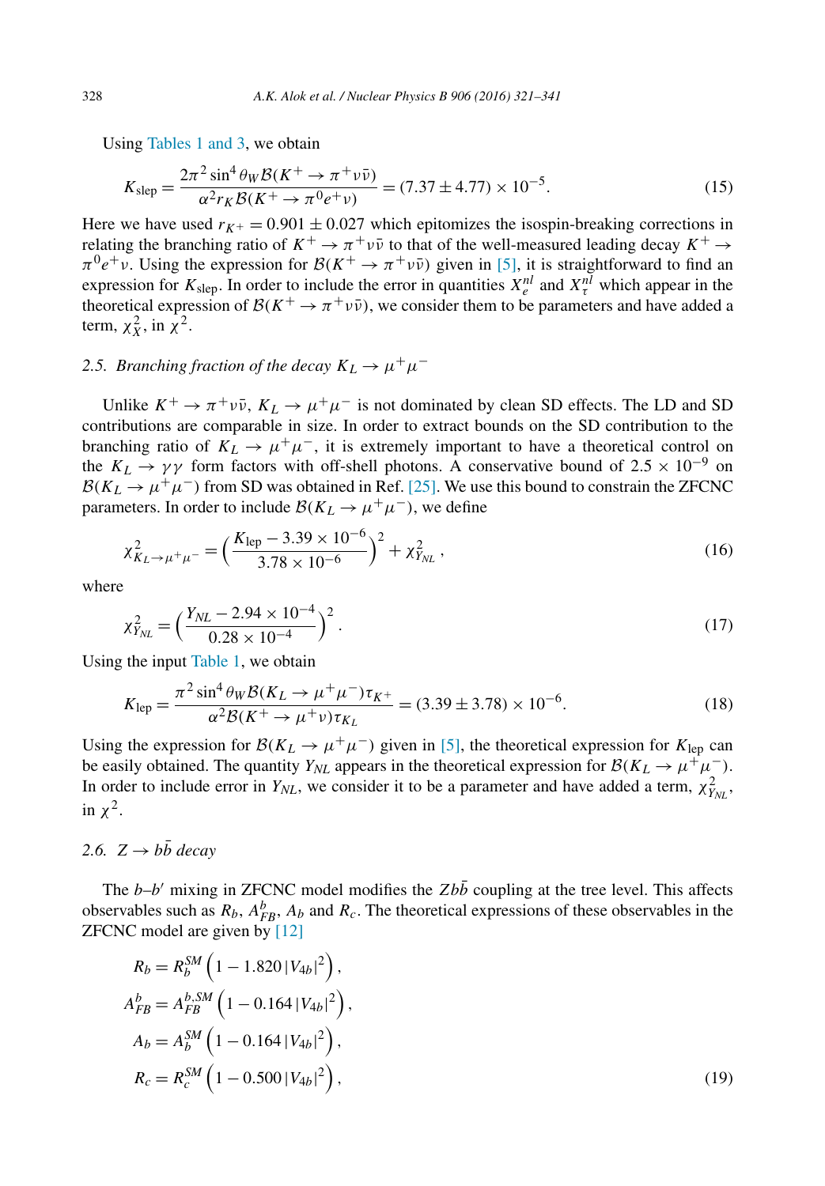Using Tables 1 and 3, we obtain

$$K_{\text{slep}} = \frac{2\pi^2 \sin^4\theta_W \mathcal{B}(K^+ \to \pi^+ \nu\bar{\nu})}{\alpha^2 r_K \mathcal{B}(K^+ \to \pi^0 e^+ \nu)} = (7.37 \pm 4.77) \times 10^{-5}. \tag{15}$$

Here we have used $r_{K^+} = 0.901 \pm 0.027$ which epitomizes the isospin-breaking corrections in relating the branching ratio of $K^+ \to \pi^+\nu\bar{\nu}$ to that of the well-measured leading decay $K^+ \to \pi^0 e^+ \nu$. Using the expression for $\mathcal{B}(K^+ \to \pi^+\nu\bar{\nu})$ given in [5], it is straightforward to find an expression for $K_{\text{slep}}$. In order to include the error in quantities $X_e^{nl}$ and $X_\tau^{nl}$ which appear in the theoretical expression of $\mathcal{B}(K^+ \to \pi^+\nu\bar{\nu})$, we consider them to be parameters and have added a term, $\chi_X^2$, in $\chi^2$.

### 2.5. Branching fraction of the decay $K_L \to \mu^+\mu^-$

Unlike $K^+ \to \pi^+\nu\bar{\nu}$, $K_L \to \mu^+\mu^-$ is not dominated by clean SD effects. The LD and SD contributions are comparable in size. In order to extract bounds on the SD contribution to the branching ratio of $K_L \to \mu^+\mu^-$, it is extremely important to have a theoretical control on the $K_L \to \gamma\gamma$ form factors with off-shell photons. A conservative bound of $2.5 \times 10^{-9}$ on $\mathcal{B}(K_L \to \mu^+\mu^-)$ from SD was obtained in Ref. [25]. We use this bound to constrain the ZFCNC parameters. In order to include $\mathcal{B}(K_L \to \mu^+\mu^-)$, we define

$$\chi^2_{K_L \to \mu^+\mu^-} = \left(\frac{K_{\text{lep}} - 3.39 \times 10^{-6}}{3.78 \times 10^{-6}}\right)^2 + \chi^2_{Y_{NL}}\,, \tag{16}$$

where

$$\chi^2_{Y_{NL}} = \left(\frac{Y_{NL} - 2.94 \times 10^{-4}}{0.28 \times 10^{-4}}\right)^2. \tag{17}$$

Using the input Table 1, we obtain

$$K_{\text{lep}} = \frac{\pi^2 \sin^4\theta_W \mathcal{B}(K_L \to \mu^+\mu^-)\tau_{K^+}}{\alpha^2 \mathcal{B}(K^+ \to \mu^+\nu)\tau_{K_L}} = (3.39 \pm 3.78) \times 10^{-6}. \tag{18}$$

Using the expression for $\mathcal{B}(K_L \to \mu^+\mu^-)$ given in [5], the theoretical expression for $K_{\text{lep}}$ can be easily obtained. The quantity $Y_{NL}$ appears in the theoretical expression for $\mathcal{B}(K_L \to \mu^+\mu^-)$. In order to include error in $Y_{NL}$, we consider it to be a parameter and have added a term, $\chi^2_{Y_{NL}}$, in $\chi^2$.

### 2.6. $Z \to b\bar{b}$ decay

The $b$–$b'$ mixing in ZFCNC model modifies the $Zb\bar{b}$ coupling at the tree level. This affects observables such as $R_b$, $A^b_{FB}$, $A_b$ and $R_c$. The theoretical expressions of these observables in the ZFCNC model are given by [12]

$$\begin{aligned}
R_b &= R_b^{SM}\left(1 - 1.820\,|V_{4b}|^2\right), \\
A^b_{FB} &= A^{b,SM}_{FB}\left(1 - 0.164\,|V_{4b}|^2\right), \\
A_b &= A_b^{SM}\left(1 - 0.164\,|V_{4b}|^2\right), \\
R_c &= R_c^{SM}\left(1 - 0.500\,|V_{4b}|^2\right),
\end{aligned} \tag{19}$$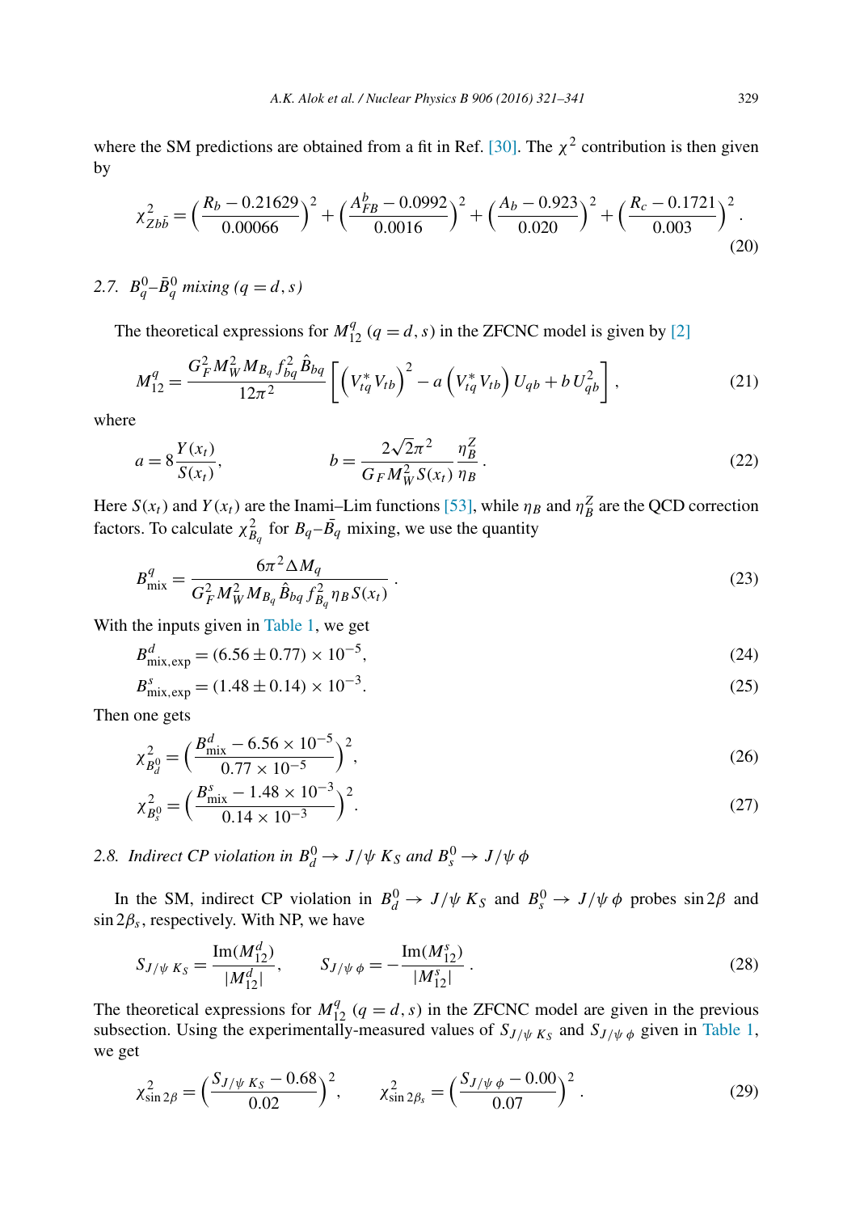where the SM predictions are obtained from a fit in Ref. [30]. The $\chi^2$ contribution is then given by

$$\chi^2_{Zb\bar{b}} = \Big(\frac{R_b - 0.21629}{0.00066}\Big)^2 + \Big(\frac{A^b_{FB} - 0.0992}{0.0016}\Big)^2 + \Big(\frac{A_b - 0.923}{0.020}\Big)^2 + \Big(\frac{R_c - 0.1721}{0.003}\Big)^2 . \tag{20}$$

### 2.7. $B^0_q$–$\bar{B}^0_q$ mixing ($q = d, s$)

The theoretical expressions for $M^q_{12}$ ($q = d, s$) in the ZFCNC model is given by [2]

$$M^q_{12} = \frac{G_F^2 M_W^2 M_{B_q} f_{bq}^2 \hat{B}_{bq}}{12\pi^2}\left[\left(V^*_{tq} V_{tb}\right)^2 - a\left(V^*_{tq} V_{tb}\right) U_{qb} + b\, U^2_{qb}\right], \tag{21}$$

where

$$a = 8\frac{Y(x_t)}{S(x_t)}, \qquad\qquad b = \frac{2\sqrt{2}\pi^2}{G_F M_W^2 S(x_t)} \frac{\eta^Z_B}{\eta_B} . \tag{22}$$

Here $S(x_t)$ and $Y(x_t)$ are the Inami–Lim functions [53], while $\eta_B$ and $\eta^Z_B$ are the QCD correction factors. To calculate $\chi^2_{B_q}$ for $B_q$–$\bar{B_q}$ mixing, we use the quantity

$$B^q_{\rm mix} = \frac{6\pi^2 \Delta M_q}{G_F^2 M_W^2 M_{B_q} \hat{B}_{bq} f^2_{B_q} \eta_B S(x_t)} . \tag{23}$$

With the inputs given in Table 1, we get

$$B^d_{\rm mix,exp} = (6.56 \pm 0.77) \times 10^{-5}, \tag{24}$$

$$B^s_{\rm mix,exp} = (1.48 \pm 0.14) \times 10^{-3}. \tag{25}$$

Then one gets

$$\chi^2_{B^0_d} = \Big(\frac{B^d_{\rm mix} - 6.56 \times 10^{-5}}{0.77 \times 10^{-5}}\Big)^2, \tag{26}$$

$$\chi^2_{B^0_s} = \Big(\frac{B^s_{\rm mix} - 1.48 \times 10^{-3}}{0.14 \times 10^{-3}}\Big)^2. \tag{27}$$

### 2.8. Indirect CP violation in $B^0_d \to J/\psi\, K_S$ and $B^0_s \to J/\psi\, \phi$

In the SM, indirect CP violation in $B^0_d \to J/\psi\, K_S$ and $B^0_s \to J/\psi\, \phi$ probes $\sin 2\beta$ and $\sin 2\beta_s$, respectively. With NP, we have

$$S_{J/\psi\, K_S} = \frac{{\rm Im}(M^d_{12})}{|M^d_{12}|}, \qquad S_{J/\psi\, \phi} = -\frac{{\rm Im}(M^s_{12})}{|M^s_{12}|} . \tag{28}$$

The theoretical expressions for $M^q_{12}$ ($q = d, s$) in the ZFCNC model are given in the previous subsection. Using the experimentally-measured values of $S_{J/\psi\, K_S}$ and $S_{J/\psi\, \phi}$ given in Table 1, we get

$$\chi^2_{\sin 2\beta} = \Big(\frac{S_{J/\psi\, K_S} - 0.68}{0.02}\Big)^2, \qquad \chi^2_{\sin 2\beta_s} = \Big(\frac{S_{J/\psi\, \phi} - 0.00}{0.07}\Big)^2 . \tag{29}$$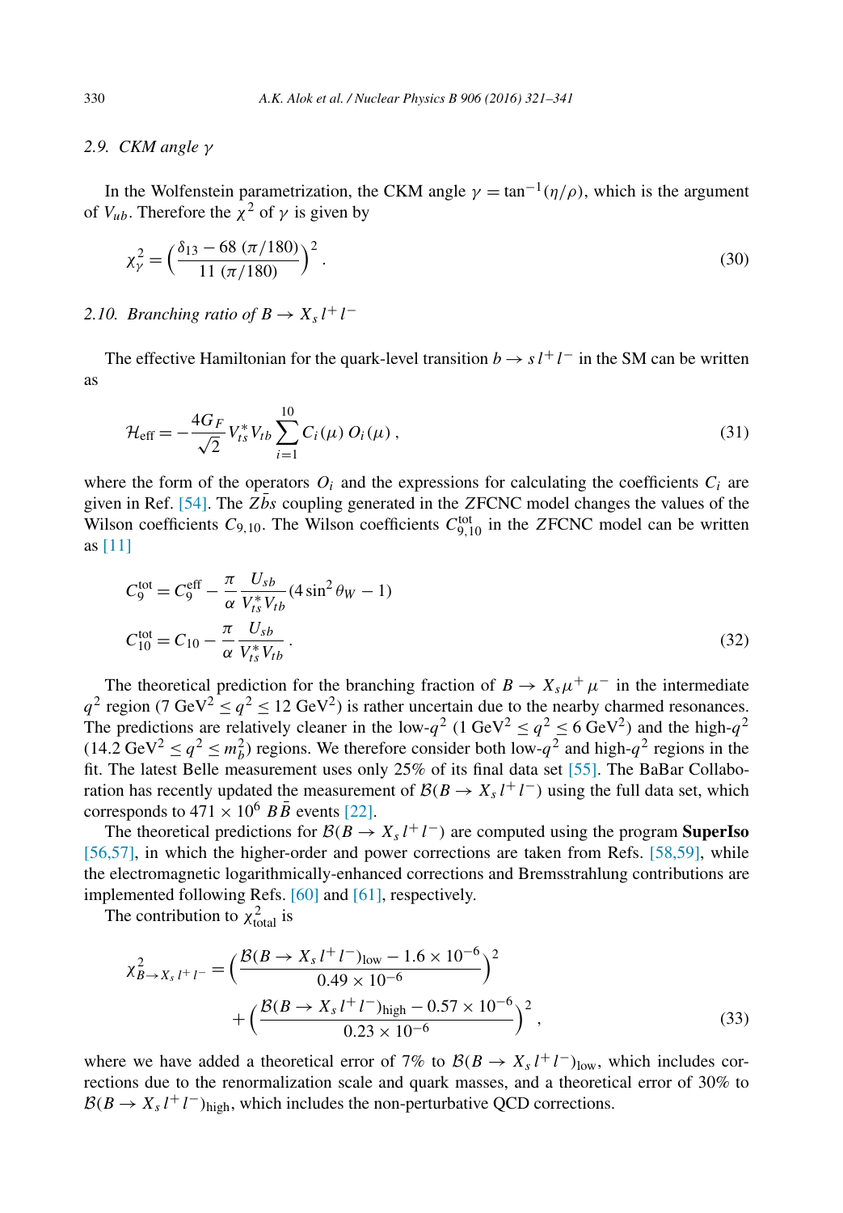### 2.9. CKM angle $\gamma$

In the Wolfenstein parametrization, the CKM angle $\gamma = \tan^{-1}(\eta/\rho)$, which is the argument of $V_{ub}$. Therefore the $\chi^2$ of $\gamma$ is given by

$$\chi^2_\gamma = \left(\frac{\delta_{13} - 68\,(\pi/180)}{11\,(\pi/180)}\right)^2 . \tag{30}$$

### 2.10. Branching ratio of $B \to X_s\, l^+ l^-$

The effective Hamiltonian for the quark-level transition $b \to s\, l^+ l^-$ in the SM can be written as

$$\mathcal{H}_{\rm eff} = -\frac{4G_F}{\sqrt{2}} V_{ts}^* V_{tb} \sum_{i=1}^{10} C_i(\mu)\, O_i(\mu)\,, \tag{31}$$

where the form of the operators $O_i$ and the expressions for calculating the coefficients $C_i$ are given in Ref. [54]. The $Z\bar{b}s$ coupling generated in the $Z$FCNC model changes the values of the Wilson coefficients $C_{9,10}$. The Wilson coefficients $C_{9,10}^{\rm tot}$ in the $Z$FCNC model can be written as [11]

$$\begin{aligned}
C_9^{\rm tot} &= C_9^{\rm eff} - \frac{\pi}{\alpha}\frac{U_{sb}}{V_{ts}^* V_{tb}}(4\sin^2\theta_W - 1) \\
C_{10}^{\rm tot} &= C_{10} - \frac{\pi}{\alpha}\frac{U_{sb}}{V_{ts}^* V_{tb}}\,.
\end{aligned} \tag{32}$$

The theoretical prediction for the branching fraction of $B \to X_s \mu^+\mu^-$ in the intermediate $q^2$ region (7 GeV$^2 \le q^2 \le 12$ GeV$^2$) is rather uncertain due to the nearby charmed resonances. The predictions are relatively cleaner in the low-$q^2$ (1 GeV$^2 \le q^2 \le 6$ GeV$^2$) and the high-$q^2$ (14.2 GeV$^2 \le q^2 \le m_b^2$) regions. We therefore consider both low-$q^2$ and high-$q^2$ regions in the fit. The latest Belle measurement uses only 25% of its final data set [55]. The BaBar Collaboration has recently updated the measurement of $\mathcal{B}(B \to X_s\, l^+ l^-)$ using the full data set, which corresponds to $471 \times 10^6$ $B\bar{B}$ events [22].

The theoretical predictions for $\mathcal{B}(B \to X_s\, l^+ l^-)$ are computed using the program **SuperIso** [56,57], in which the higher-order and power corrections are taken from Refs. [58,59], while the electromagnetic logarithmically-enhanced corrections and Bremsstrahlung contributions are implemented following Refs. [60] and [61], respectively.

The contribution to $\chi^2_{\rm total}$ is

$$\begin{aligned}
\chi^2_{B\to X_s\, l^+ l^-} &= \left(\frac{\mathcal{B}(B \to X_s\, l^+ l^-)_{\rm low} - 1.6 \times 10^{-6}}{0.49 \times 10^{-6}}\right)^2 \\
&\quad + \left(\frac{\mathcal{B}(B \to X_s\, l^+ l^-)_{\rm high} - 0.57 \times 10^{-6}}{0.23 \times 10^{-6}}\right)^2 ,
\end{aligned} \tag{33}$$

where we have added a theoretical error of 7% to $\mathcal{B}(B \to X_s\, l^+ l^-)_{\rm low}$, which includes corrections due to the renormalization scale and quark masses, and a theoretical error of 30% to $\mathcal{B}(B \to X_s\, l^+ l^-)_{\rm high}$, which includes the non-perturbative QCD corrections.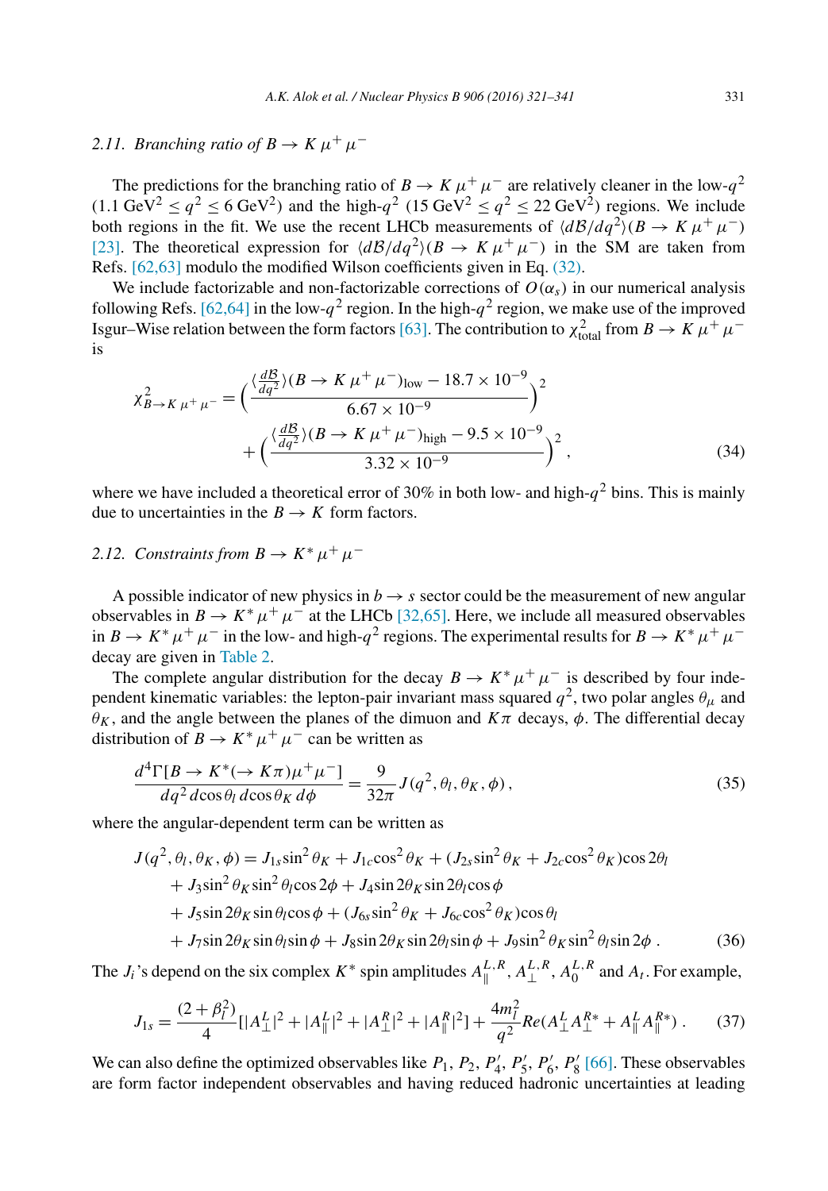### 2.11. Branching ratio of $B \to K\mu^+\mu^-$

The predictions for the branching ratio of $B \to K\mu^+\mu^-$ are relatively cleaner in the low-$q^2$ ($1.1\,\text{GeV}^2 \le q^2 \le 6\,\text{GeV}^2$) and the high-$q^2$ ($15\,\text{GeV}^2 \le q^2 \le 22\,\text{GeV}^2$) regions. We include both regions in the fit. We use the recent LHCb measurements of $\langle d\mathcal{B}/dq^2\rangle(B \to K\mu^+\mu^-)$ [23]. The theoretical expression for $\langle d\mathcal{B}/dq^2\rangle(B \to K\mu^+\mu^-)$ in the SM are taken from Refs. [62,63] modulo the modified Wilson coefficients given in Eq. (32).

We include factorizable and non-factorizable corrections of $O(\alpha_s)$ in our numerical analysis following Refs. [62,64] in the low-$q^2$ region. In the high-$q^2$ region, we make use of the improved Isgur–Wise relation between the form factors [63]. The contribution to $\chi^2_{\text{total}}$ from $B \to K\mu^+\mu^-$ is

$$
\chi^2_{B\to K\mu^+\mu^-} = \left(\frac{\langle \frac{d\mathcal{B}}{dq^2}\rangle(B \to K\mu^+\mu^-)_{\text{low}} - 18.7\times 10^{-9}}{6.67\times 10^{-9}}\right)^2 + \left(\frac{\langle \frac{d\mathcal{B}}{dq^2}\rangle(B \to K\mu^+\mu^-)_{\text{high}} - 9.5\times 10^{-9}}{3.32\times 10^{-9}}\right)^2, \tag{34}
$$

where we have included a theoretical error of 30% in both low- and high-$q^2$ bins. This is mainly due to uncertainties in the $B \to K$ form factors.

### 2.12. Constraints from $B \to K^*\mu^+\mu^-$

A possible indicator of new physics in $b \to s$ sector could be the measurement of new angular observables in $B \to K^*\mu^+\mu^-$ at the LHCb [32,65]. Here, we include all measured observables in $B \to K^*\mu^+\mu^-$ in the low- and high-$q^2$ regions. The experimental results for $B \to K^*\mu^+\mu^-$ decay are given in Table 2.

The complete angular distribution for the decay $B \to K^*\mu^+\mu^-$ is described by four independent kinematic variables: the lepton-pair invariant mass squared $q^2$, two polar angles $\theta_\mu$ and $\theta_K$, and the angle between the planes of the dimuon and $K\pi$ decays, $\phi$. The differential decay distribution of $B \to K^*\mu^+\mu^-$ can be written as

$$
\frac{d^4\Gamma[B \to K^*(\to K\pi)\mu^+\mu^-]}{dq^2\, d\cos\theta_l\, d\cos\theta_K\, d\phi} = \frac{9}{32\pi} J(q^2, \theta_l, \theta_K, \phi), \tag{35}
$$

where the angular-dependent term can be written as

$$
\begin{aligned}
J(q^2, \theta_l, \theta_K, \phi) = {} & J_{1s}\sin^2\theta_K + J_{1c}\cos^2\theta_K + (J_{2s}\sin^2\theta_K + J_{2c}\cos^2\theta_K)\cos 2\theta_l \\
& + J_3\sin^2\theta_K\sin^2\theta_l\cos 2\phi + J_4\sin 2\theta_K\sin 2\theta_l\cos\phi \\
& + J_5\sin 2\theta_K\sin\theta_l\cos\phi + (J_{6s}\sin^2\theta_K + J_{6c}\cos^2\theta_K)\cos\theta_l \\
& + J_7\sin 2\theta_K\sin\theta_l\sin\phi + J_8\sin 2\theta_K\sin 2\theta_l\sin\phi + J_9\sin^2\theta_K\sin^2\theta_l\sin 2\phi\,.
\end{aligned} \tag{36}
$$

The $J_i$'s depend on the six complex $K^*$ spin amplitudes $A_\parallel^{L,R}$, $A_\perp^{L,R}$, $A_0^{L,R}$ and $A_t$. For example,

$$
J_{1s} = \frac{(2+\beta_l^2)}{4}\left[|A_\perp^L|^2 + |A_\parallel^L|^2 + |A_\perp^R|^2 + |A_\parallel^R|^2\right] + \frac{4m_l^2}{q^2} Re(A_\perp^L A_\perp^{R*} + A_\parallel^L A_\parallel^{R*})\,. \tag{37}
$$

We can also define the optimized observables like $P_1$, $P_2$, $P_4'$, $P_5'$, $P_6'$, $P_8'$ [66]. These observables are form factor independent observables and having reduced hadronic uncertainties at leading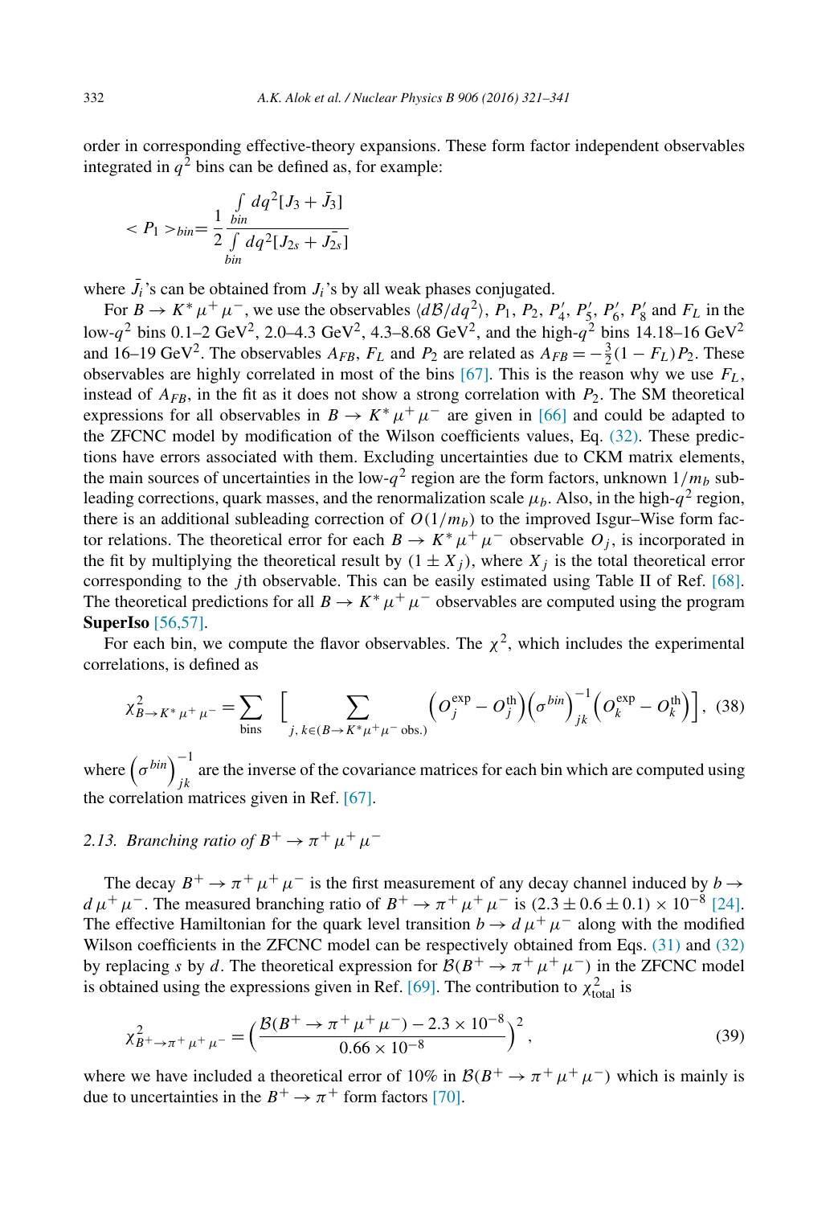order in corresponding effective-theory expansions. These form factor independent observables integrated in $q^2$ bins can be defined as, for example:

$$< P_1 >_{bin} = \frac{1}{2} \frac{\int_{bin} dq^2 [J_3 + \bar{J}_3]}{\int_{bin} dq^2 [J_{2s} + \bar{J}_{2s}]}$$

where $\bar{J}_i$'s can be obtained from $J_i$'s by all weak phases conjugated.

For $B \to K^* \mu^+ \mu^-$, we use the observables $\langle d\mathcal{B}/dq^2 \rangle$, $P_1$, $P_2$, $P_4'$, $P_5'$, $P_6'$, $P_8'$ and $F_L$ in the low-$q^2$ bins 0.1–2 GeV$^2$, 2.0–4.3 GeV$^2$, 4.3–8.68 GeV$^2$, and the high-$q^2$ bins 14.18–16 GeV$^2$ and 16–19 GeV$^2$. The observables $A_{FB}$, $F_L$ and $P_2$ are related as $A_{FB} = -\frac{3}{2}(1 - F_L)P_2$. These observables are highly correlated in most of the bins [67]. This is the reason why we use $F_L$, instead of $A_{FB}$, in the fit as it does not show a strong correlation with $P_2$. The SM theoretical expressions for all observables in $B \to K^* \mu^+ \mu^-$ are given in [66] and could be adapted to the ZFCNC model by modification of the Wilson coefficients values, Eq. (32). These predictions have errors associated with them. Excluding uncertainties due to CKM matrix elements, the main sources of uncertainties in the low-$q^2$ region are the form factors, unknown $1/m_b$ subleading corrections, quark masses, and the renormalization scale $\mu_b$. Also, in the high-$q^2$ region, there is an additional subleading correction of $O(1/m_b)$ to the improved Isgur–Wise form factor relations. The theoretical error for each $B \to K^* \mu^+ \mu^-$ observable $O_j$, is incorporated in the fit by multiplying the theoretical result by $(1 \pm X_j)$, where $X_j$ is the total theoretical error corresponding to the $j$th observable. This can be easily estimated using Table II of Ref. [68]. The theoretical predictions for all $B \to K^* \mu^+ \mu^-$ observables are computed using the program **SuperIso** [56,57].

For each bin, we compute the flavor observables. The $\chi^2$, which includes the experimental correlations, is defined as

$$\chi^2_{B \to K^* \mu^+ \mu^-} = \sum_{\text{bins}} \left[ \sum_{j,\, k \in (B \to K^* \mu^+ \mu^- \text{ obs.})} \left( O_j^{\text{exp}} - O_j^{\text{th}} \right) \left( \sigma^{bin} \right)^{-1}_{jk} \left( O_k^{\text{exp}} - O_k^{\text{th}} \right) \right], \quad (38)$$

where $\left(\sigma^{bin}\right)^{-1}_{jk}$ are the inverse of the covariance matrices for each bin which are computed using the correlation matrices given in Ref. [67].

### 2.13. Branching ratio of $B^+ \to \pi^+ \mu^+ \mu^-$

The decay $B^+ \to \pi^+ \mu^+ \mu^-$ is the first measurement of any decay channel induced by $b \to d \mu^+ \mu^-$. The measured branching ratio of $B^+ \to \pi^+ \mu^+ \mu^-$ is $(2.3 \pm 0.6 \pm 0.1) \times 10^{-8}$ [24]. The effective Hamiltonian for the quark level transition $b \to d \mu^+ \mu^-$ along with the modified Wilson coefficients in the ZFCNC model can be respectively obtained from Eqs. (31) and (32) by replacing $s$ by $d$. The theoretical expression for $\mathcal{B}(B^+ \to \pi^+ \mu^+ \mu^-)$ in the ZFCNC model is obtained using the expressions given in Ref. [69]. The contribution to $\chi^2_{\text{total}}$ is

$$\chi^2_{B^+ \to \pi^+ \mu^+ \mu^-} = \left( \frac{\mathcal{B}(B^+ \to \pi^+ \mu^+ \mu^-) - 2.3 \times 10^{-8}}{0.66 \times 10^{-8}} \right)^2, \quad (39)$$

where we have included a theoretical error of 10% in $\mathcal{B}(B^+ \to \pi^+ \mu^+ \mu^-)$ which is mainly is due to uncertainties in the $B^+ \to \pi^+$ form factors [70].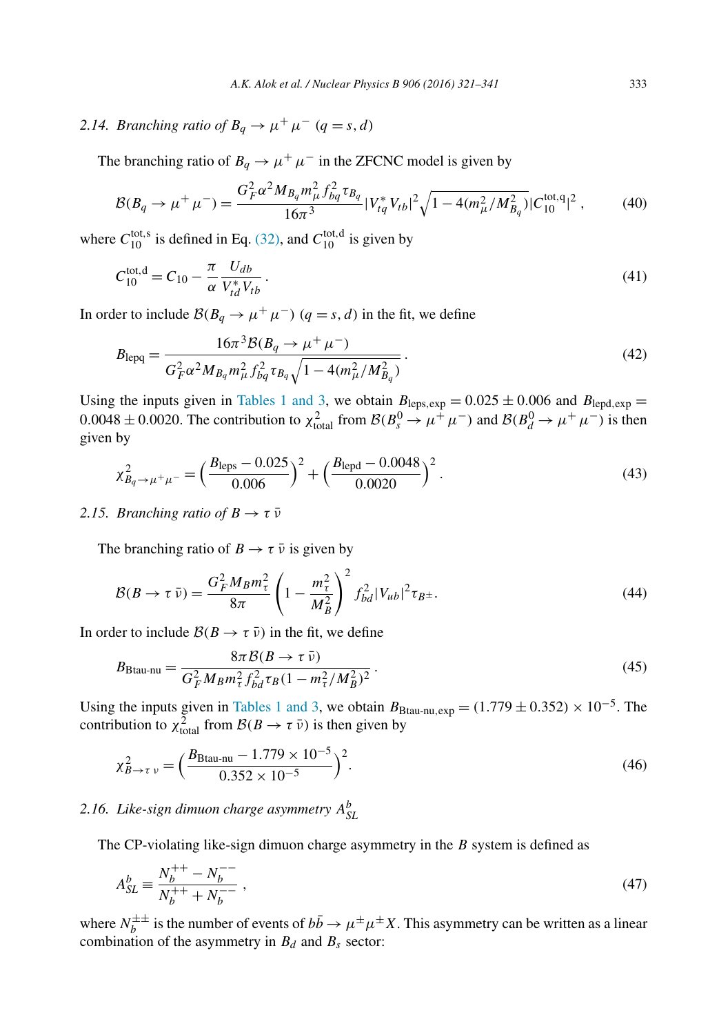### 2.14. *Branching ratio of* $B_q \to \mu^+\mu^-$ $(q = s, d)$

The branching ratio of $B_q \to \mu^+\mu^-$ in the ZFCNC model is given by

$$\mathcal{B}(B_q \to \mu^+\mu^-) = \frac{G_F^2 \alpha^2 M_{B_q} m_\mu^2 f_{bq}^2 \tau_{B_q}}{16\pi^3} |V_{tq}^* V_{tb}|^2 \sqrt{1 - 4(m_\mu^2/M_{B_q}^2)} |C_{10}^{\rm tot,q}|^2 \,, \tag{40}$$

where $C_{10}^{\rm tot,s}$ is defined in Eq. (32), and $C_{10}^{\rm tot,d}$ is given by

$$C_{10}^{\rm tot,d} = C_{10} - \frac{\pi}{\alpha} \frac{U_{db}}{V_{td}^* V_{tb}} \,. \tag{41}$$

In order to include $\mathcal{B}(B_q \to \mu^+\mu^-)$ $(q = s, d)$ in the fit, we define

$$B_{\rm lepq} = \frac{16\pi^3 \mathcal{B}(B_q \to \mu^+\mu^-)}{G_F^2 \alpha^2 M_{B_q} m_\mu^2 f_{bq}^2 \tau_{B_q} \sqrt{1 - 4(m_\mu^2/M_{B_q}^2)}} \,. \tag{42}$$

Using the inputs given in Tables 1 and 3, we obtain $B_{\rm leps,exp} = 0.025 \pm 0.006$ and $B_{\rm lepd,exp} = 0.0048 \pm 0.0020$. The contribution to $\chi^2_{\rm total}$ from $\mathcal{B}(B_s^0 \to \mu^+\mu^-)$ and $\mathcal{B}(B_d^0 \to \mu^+\mu^-)$ is then given by

$$\chi^2_{B_q \to \mu^+\mu^-} = \left( \frac{B_{\rm leps} - 0.025}{0.006} \right)^2 + \left( \frac{B_{\rm lepd} - 0.0048}{0.0020} \right)^2 \,. \tag{43}$$

### 2.15. *Branching ratio of* $B \to \tau\,\bar{\nu}$

The branching ratio of $B \to \tau\,\bar{\nu}$ is given by

$$\mathcal{B}(B \to \tau\,\bar{\nu}) = \frac{G_F^2 M_B m_\tau^2}{8\pi} \left( 1 - \frac{m_\tau^2}{M_B^2} \right)^2 f_{bd}^2 |V_{ub}|^2 \tau_{B^\pm} \,. \tag{44}$$

In order to include $\mathcal{B}(B \to \tau\,\bar{\nu})$ in the fit, we define

$$B_{\rm Btau\text{-}nu} = \frac{8\pi \mathcal{B}(B \to \tau\,\bar{\nu})}{G_F^2 M_B m_\tau^2 f_{bd}^2 \tau_B (1 - m_\tau^2/M_B^2)^2} \,. \tag{45}$$

Using the inputs given in Tables 1 and 3, we obtain $B_{\rm Btau\text{-}nu,exp} = (1.779 \pm 0.352) \times 10^{-5}$. The contribution to $\chi^2_{\rm total}$ from $\mathcal{B}(B \to \tau\,\bar{\nu})$ is then given by

$$\chi^2_{B \to \tau\,\nu} = \left( \frac{B_{\rm Btau\text{-}nu} - 1.779 \times 10^{-5}}{0.352 \times 10^{-5}} \right)^2 . \tag{46}$$

### 2.16. *Like-sign dimuon charge asymmetry* $A_{SL}^b$

The CP-violating like-sign dimuon charge asymmetry in the $B$ system is defined as

$$A_{SL}^b \equiv \frac{N_b^{++} - N_b^{--}}{N_b^{++} + N_b^{--}} \,, \tag{47}$$

where $N_b^{\pm\pm}$ is the number of events of $b\bar{b} \to \mu^\pm \mu^\pm X$. This asymmetry can be written as a linear combination of the asymmetry in $B_d$ and $B_s$ sector: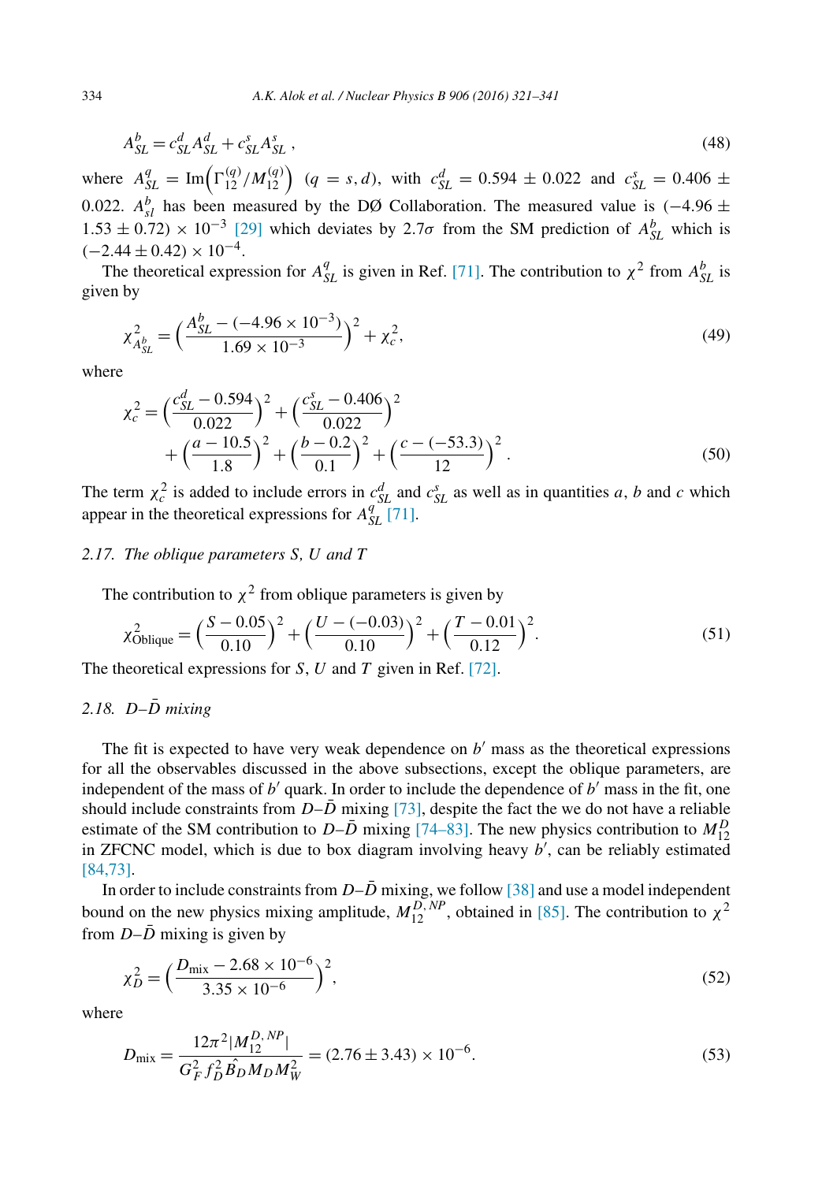$$A_{SL}^b = c_{SL}^d A_{SL}^d + c_{SL}^s A_{SL}^s \,, \tag{48}$$

where $A_{SL}^q = \text{Im}\left(\Gamma_{12}^{(q)}/M_{12}^{(q)}\right)$ $(q = s, d)$, with $c_{SL}^d = 0.594 \pm 0.022$ and $c_{SL}^s = 0.406 \pm 0.022$. $A_{sl}^b$ has been measured by the DØ Collaboration. The measured value is $(-4.96 \pm 1.53 \pm 0.72) \times 10^{-3}$ [29] which deviates by $2.7\sigma$ from the SM prediction of $A_{SL}^b$ which is $(-2.44 \pm 0.42) \times 10^{-4}$.

The theoretical expression for $A_{SL}^q$ is given in Ref. [71]. The contribution to $\chi^2$ from $A_{SL}^b$ is given by

$$\chi^2_{A_{SL}^b} = \left(\frac{A_{SL}^b - (-4.96 \times 10^{-3})}{1.69 \times 10^{-3}}\right)^2 + \chi_c^2, \tag{49}$$

where

$$\chi_c^2 = \left(\frac{c_{SL}^d - 0.594}{0.022}\right)^2 + \left(\frac{c_{SL}^s - 0.406}{0.022}\right)^2 + \left(\frac{a - 10.5}{1.8}\right)^2 + \left(\frac{b - 0.2}{0.1}\right)^2 + \left(\frac{c - (-53.3)}{12}\right)^2 . \tag{50}$$

The term $\chi_c^2$ is added to include errors in $c_{SL}^d$ and $c_{SL}^s$ as well as in quantities $a$, $b$ and $c$ which appear in the theoretical expressions for $A_{SL}^q$ [71].

### 2.17. The oblique parameters S, U and T

The contribution to $\chi^2$ from oblique parameters is given by

$$\chi^2_{\text{Oblique}} = \left(\frac{S - 0.05}{0.10}\right)^2 + \left(\frac{U - (-0.03)}{0.10}\right)^2 + \left(\frac{T - 0.01}{0.12}\right)^2 . \tag{51}$$

The theoretical expressions for $S$, $U$ and $T$ given in Ref. [72].

### 2.18. $D$–$\bar{D}$ mixing

The fit is expected to have very weak dependence on $b'$ mass as the theoretical expressions for all the observables discussed in the above subsections, except the oblique parameters, are independent of the mass of $b'$ quark. In order to include the dependence of $b'$ mass in the fit, one should include constraints from $D$–$\bar{D}$ mixing [73], despite the fact the we do not have a reliable estimate of the SM contribution to $D$–$\bar{D}$ mixing [74–83]. The new physics contribution to $M_{12}^D$ in ZFCNC model, which is due to box diagram involving heavy $b'$, can be reliably estimated [84,73].

In order to include constraints from $D$–$\bar{D}$ mixing, we follow [38] and use a model independent bound on the new physics mixing amplitude, $M_{12}^{D,NP}$, obtained in [85]. The contribution to $\chi^2$ from $D$–$\bar{D}$ mixing is given by

$$\chi_D^2 = \left(\frac{D_{\text{mix}} - 2.68 \times 10^{-6}}{3.35 \times 10^{-6}}\right)^2, \tag{52}$$

where

$$D_{\text{mix}} = \frac{12\pi^2 |M_{12}^{D,NP}|}{G_F^2 f_D^2 \hat{B}_D M_D M_W^2} = (2.76 \pm 3.43) \times 10^{-6}. \tag{53}$$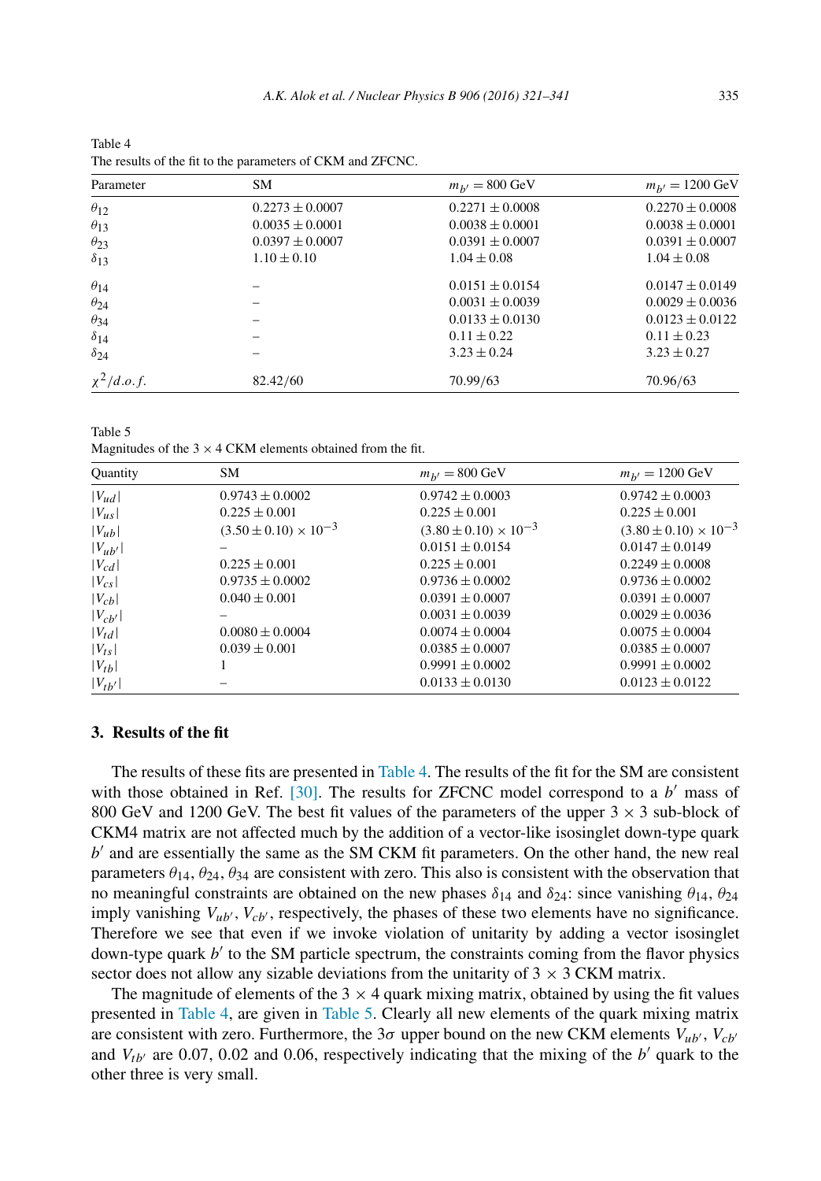Table 4
The results of the fit to the parameters of CKM and ZFCNC.

| Parameter | SM | $m_{b'} = 800$ GeV | $m_{b'} = 1200$ GeV |
|---|---|---|---|
| $\theta_{12}$ | $0.2273 \pm 0.0007$ | $0.2271 \pm 0.0008$ | $0.2270 \pm 0.0008$ |
| $\theta_{13}$ | $0.0035 \pm 0.0001$ | $0.0038 \pm 0.0001$ | $0.0038 \pm 0.0001$ |
| $\theta_{23}$ | $0.0397 \pm 0.0007$ | $0.0391 \pm 0.0007$ | $0.0391 \pm 0.0007$ |
| $\delta_{13}$ | $1.10 \pm 0.10$ | $1.04 \pm 0.08$ | $1.04 \pm 0.08$ |
| $\theta_{14}$ | – | $0.0151 \pm 0.0154$ | $0.0147 \pm 0.0149$ |
| $\theta_{24}$ | – | $0.0031 \pm 0.0039$ | $0.0029 \pm 0.0036$ |
| $\theta_{34}$ | – | $0.0133 \pm 0.0130$ | $0.0123 \pm 0.0122$ |
| $\delta_{14}$ | – | $0.11 \pm 0.22$ | $0.11 \pm 0.23$ |
| $\delta_{24}$ | – | $3.23 \pm 0.24$ | $3.23 \pm 0.27$ |
| $\chi^2/d.o.f.$ | 82.42/60 | 70.99/63 | 70.96/63 |

Table 5
Magnitudes of the $3 \times 4$ CKM elements obtained from the fit.

| Quantity | SM | $m_{b'} = 800$ GeV | $m_{b'} = 1200$ GeV |
|---|---|---|---|
| $\lvert V_{ud}\rvert$ | $0.9743 \pm 0.0002$ | $0.9742 \pm 0.0003$ | $0.9742 \pm 0.0003$ |
| $\lvert V_{us}\rvert$ | $0.225 \pm 0.001$ | $0.225 \pm 0.001$ | $0.225 \pm 0.001$ |
| $\lvert V_{ub}\rvert$ | $(3.50 \pm 0.10) \times 10^{-3}$ | $(3.80 \pm 0.10) \times 10^{-3}$ | $(3.80 \pm 0.10) \times 10^{-3}$ |
| $\lvert V_{ub'}\rvert$ | – | $0.0151 \pm 0.0154$ | $0.0147 \pm 0.0149$ |
| $\lvert V_{cd}\rvert$ | $0.225 \pm 0.001$ | $0.225 \pm 0.001$ | $0.2249 \pm 0.0008$ |
| $\lvert V_{cs}\rvert$ | $0.9735 \pm 0.0002$ | $0.9736 \pm 0.0002$ | $0.9736 \pm 0.0002$ |
| $\lvert V_{cb}\rvert$ | $0.040 \pm 0.001$ | $0.0391 \pm 0.0007$ | $0.0391 \pm 0.0007$ |
| $\lvert V_{cb'}\rvert$ | – | $0.0031 \pm 0.0039$ | $0.0029 \pm 0.0036$ |
| $\lvert V_{td}\rvert$ | $0.0080 \pm 0.0004$ | $0.0074 \pm 0.0004$ | $0.0075 \pm 0.0004$ |
| $\lvert V_{ts}\rvert$ | $0.039 \pm 0.001$ | $0.0385 \pm 0.0007$ | $0.0385 \pm 0.0007$ |
| $\lvert V_{tb}\rvert$ | 1 | $0.9991 \pm 0.0002$ | $0.9991 \pm 0.0002$ |
| $\lvert V_{tb'}\rvert$ | – | $0.0133 \pm 0.0130$ | $0.0123 \pm 0.0122$ |

## 3. Results of the fit

The results of these fits are presented in Table 4. The results of the fit for the SM are consistent with those obtained in Ref. [30]. The results for ZFCNC model correspond to a $b'$ mass of 800 GeV and 1200 GeV. The best fit values of the parameters of the upper $3 \times 3$ sub-block of CKM4 matrix are not affected much by the addition of a vector-like isosinglet down-type quark $b'$ and are essentially the same as the SM CKM fit parameters. On the other hand, the new real parameters $\theta_{14}$, $\theta_{24}$, $\theta_{34}$ are consistent with zero. This also is consistent with the observation that no meaningful constraints are obtained on the new phases $\delta_{14}$ and $\delta_{24}$: since vanishing $\theta_{14}$, $\theta_{24}$ imply vanishing $V_{ub'}$, $V_{cb'}$, respectively, the phases of these two elements have no significance. Therefore we see that even if we invoke violation of unitarity by adding a vector isosinglet down-type quark $b'$ to the SM particle spectrum, the constraints coming from the flavor physics sector does not allow any sizable deviations from the unitarity of $3 \times 3$ CKM matrix.

The magnitude of elements of the $3 \times 4$ quark mixing matrix, obtained by using the fit values presented in Table 4, are given in Table 5. Clearly all new elements of the quark mixing matrix are consistent with zero. Furthermore, the $3\sigma$ upper bound on the new CKM elements $V_{ub'}$, $V_{cb'}$ and $V_{tb'}$ are 0.07, 0.02 and 0.06, respectively indicating that the mixing of the $b'$ quark to the other three is very small.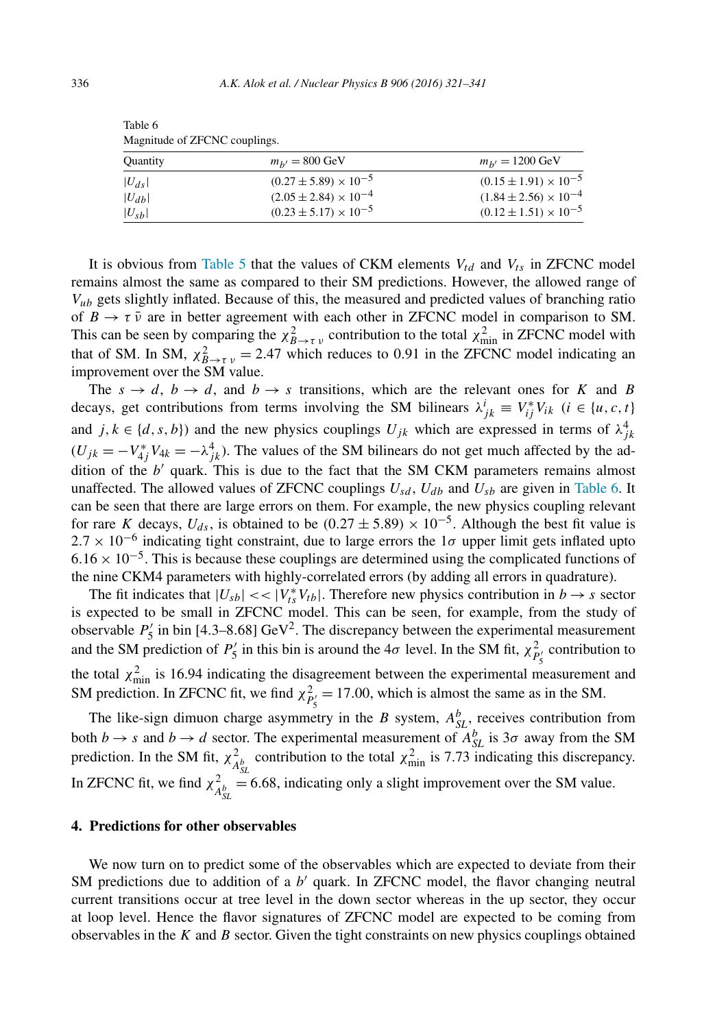Table 6
Magnitude of ZFCNC couplings.

| Quantity | $m_{b'} = 800$ GeV | $m_{b'} = 1200$ GeV |
|---|---|---|
| $\lvert U_{ds}\rvert$ | $(0.27 \pm 5.89) \times 10^{-5}$ | $(0.15 \pm 1.91) \times 10^{-5}$ |
| $\lvert U_{db}\rvert$ | $(2.05 \pm 2.84) \times 10^{-4}$ | $(1.84 \pm 2.56) \times 10^{-4}$ |
| $\lvert U_{sb}\rvert$ | $(0.23 \pm 5.17) \times 10^{-5}$ | $(0.12 \pm 1.51) \times 10^{-5}$ |

It is obvious from Table 5 that the values of CKM elements $V_{td}$ and $V_{ts}$ in ZFCNC model remains almost the same as compared to their SM predictions. However, the allowed range of $V_{ub}$ gets slightly inflated. Because of this, the measured and predicted values of branching ratio of $B \to \tau\,\bar{\nu}$ are in better agreement with each other in ZFCNC model in comparison to SM. This can be seen by comparing the $\chi^2_{B\to\tau\,\nu}$ contribution to the total $\chi^2_{\rm min}$ in ZFCNC model with that of SM. In SM, $\chi^2_{B\to\tau\,\nu} = 2.47$ which reduces to 0.91 in the ZFCNC model indicating an improvement over the SM value.

The $s \to d$, $b \to d$, and $b \to s$ transitions, which are the relevant ones for $K$ and $B$ decays, get contributions from terms involving the SM bilinears $\lambda^i_{jk} \equiv V^*_{ij} V_{ik}$ ($i \in \{u, c, t\}$ and $j, k \in \{d, s, b\}$) and the new physics couplings $U_{jk}$ which are expressed in terms of $\lambda^4_{jk}$ ($U_{jk} = -V^*_{4j} V_{4k} = -\lambda^4_{jk}$). The values of the SM bilinears do not get much affected by the addition of the $b'$ quark. This is due to the fact that the SM CKM parameters remains almost unaffected. The allowed values of ZFCNC couplings $U_{sd}$, $U_{db}$ and $U_{sb}$ are given in Table 6. It can be seen that there are large errors on them. For example, the new physics coupling relevant for rare $K$ decays, $U_{ds}$, is obtained to be $(0.27 \pm 5.89) \times 10^{-5}$. Although the best fit value is $2.7 \times 10^{-6}$ indicating tight constraint, due to large errors the $1\sigma$ upper limit gets inflated upto $6.16 \times 10^{-5}$. This is because these couplings are determined using the complicated functions of the nine CKM4 parameters with highly-correlated errors (by adding all errors in quadrature).

The fit indicates that $|U_{sb}| << |V^*_{ts} V_{tb}|$. Therefore new physics contribution in $b \to s$ sector is expected to be small in ZFCNC model. This can be seen, for example, from the study of observable $P'_5$ in bin [4.3–8.68] GeV$^2$. The discrepancy between the experimental measurement and the SM prediction of $P'_5$ in this bin is around the $4\sigma$ level. In the SM fit, $\chi^2_{P'_5}$ contribution to the total $\chi^2_{\rm min}$ is 16.94 indicating the disagreement between the experimental measurement and SM prediction. In ZFCNC fit, we find $\chi^2_{P'_5} = 17.00$, which is almost the same as in the SM.

The like-sign dimuon charge asymmetry in the $B$ system, $A^b_{SL}$, receives contribution from both $b \to s$ and $b \to d$ sector. The experimental measurement of $A^b_{SL}$ is $3\sigma$ away from the SM prediction. In the SM fit, $\chi^2_{A^b_{SL}}$ contribution to the total $\chi^2_{\rm min}$ is 7.73 indicating this discrepancy. In ZFCNC fit, we find $\chi^2_{A^b_{SL}} = 6.68$, indicating only a slight improvement over the SM value.

## 4. Predictions for other observables

We now turn on to predict some of the observables which are expected to deviate from their SM predictions due to addition of a $b'$ quark. In ZFCNC model, the flavor changing neutral current transitions occur at tree level in the down sector whereas in the up sector, they occur at loop level. Hence the flavor signatures of ZFCNC model are expected to be coming from observables in the $K$ and $B$ sector. Given the tight constraints on new physics couplings obtained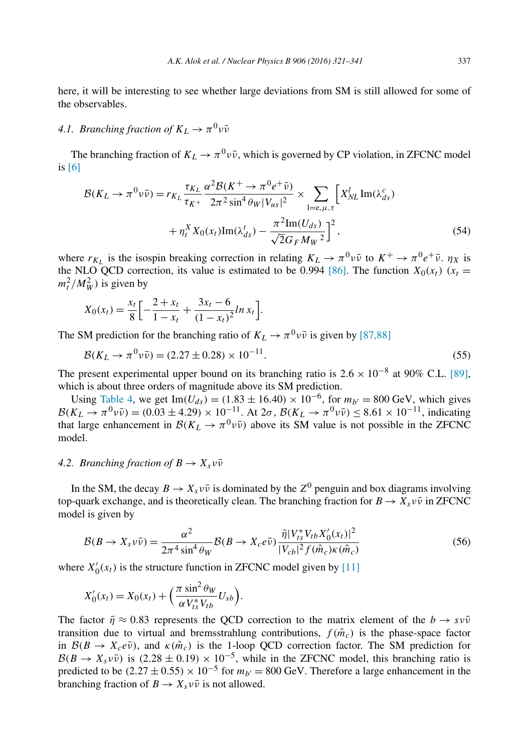here, it will be interesting to see whether large deviations from SM is still allowed for some of the observables.

### 4.1. Branching fraction of $K_L \to \pi^0 \nu\bar{\nu}$

The branching fraction of $K_L \to \pi^0 \nu\bar{\nu}$, which is governed by CP violation, in ZFCNC model is [6]

$$\mathcal{B}(K_L \to \pi^0 \nu\bar{\nu}) = r_{K_L} \frac{\tau_{K_L}}{\tau_{K^+}} \frac{\alpha^2 \mathcal{B}(K^+ \to \pi^0 e^+ \bar{\nu})}{2\pi^2 \sin^4\theta_W |V_{us}|^2} \times \sum_{\mathrm{l=e,\mu,\tau}} \Big[ X^l_{NL} \,\mathrm{Im}(\lambda^c_{ds}) + \eta^X_t X_0(x_t) \mathrm{Im}(\lambda^t_{ds}) - \frac{\pi^2 \mathrm{Im}(U_{ds})}{\sqrt{2} G_F M_W{}^2} \Big]^2, \tag{54}$$

where $r_{K_L}$ is the isospin breaking correction in relating $K_L \to \pi^0 \nu\bar{\nu}$ to $K^+ \to \pi^0 e^+ \bar{\nu}$. $\eta_X$ is the NLO QCD correction, its value is estimated to be 0.994 [86]. The function $X_0(x_t)$ ($x_t = m_t^2/M_W^2$) is given by

$$X_0(x_t) = \frac{x_t}{8}\Big[ -\frac{2+x_t}{1-x_t} + \frac{3x_t - 6}{(1-x_t)^2} ln\, x_t \Big].$$

The SM prediction for the branching ratio of $K_L \to \pi^0 \nu\bar{\nu}$ is given by [87,88]

$$\mathcal{B}(K_L \to \pi^0 \nu\bar{\nu}) = (2.27 \pm 0.28) \times 10^{-11}. \tag{55}$$

The present experimental upper bound on its branching ratio is $2.6 \times 10^{-8}$ at 90% C.L. [89], which is about three orders of magnitude above its SM prediction.

Using Table 4, we get $\mathrm{Im}(U_{ds}) = (1.83 \pm 16.40) \times 10^{-6}$, for $m_{b'} = 800$ GeV, which gives $\mathcal{B}(K_L \to \pi^0 \nu\bar{\nu}) = (0.03 \pm 4.29) \times 10^{-11}$. At $2\sigma$, $\mathcal{B}(K_L \to \pi^0 \nu\bar{\nu}) \le 8.61 \times 10^{-11}$, indicating that large enhancement in $\mathcal{B}(K_L \to \pi^0 \nu\bar{\nu})$ above its SM value is not possible in the ZFCNC model.

### 4.2. Branching fraction of $B \to X_s \nu\bar{\nu}$

In the SM, the decay $B \to X_s \nu\bar{\nu}$ is dominated by the $Z^0$ penguin and box diagrams involving top-quark exchange, and is theoretically clean. The branching fraction for $B \to X_s \nu\bar{\nu}$ in ZFCNC model is given by

$$\mathcal{B}(B \to X_s \nu\bar{\nu}) = \frac{\alpha^2}{2\pi^4 \sin^4\theta_W} \mathcal{B}(B \to X_c e\bar{\nu}) \frac{\bar{\eta} |V^*_{ts} V_{tb} X'_0(x_t)|^2}{|V_{cb}|^2 f(\hat{m}_c) \kappa(\hat{m}_c)} \tag{56}$$

where $X'_0(x_t)$ is the structure function in ZFCNC model given by [11]

$$X'_0(x_t) = X_0(x_t) + \Big( \frac{\pi \sin^2\theta_W}{\alpha V^*_{ts} V_{tb}} U_{sb} \Big).$$

The factor $\bar{\eta} \approx 0.83$ represents the QCD correction to the matrix element of the $b \to s\nu\bar{\nu}$ transition due to virtual and bremsstrahlung contributions, $f(\hat{m}_c)$ is the phase-space factor in $\mathcal{B}(B \to X_c e\bar{\nu})$, and $\kappa(\hat{m}_c)$ is the 1-loop QCD correction factor. The SM prediction for $\mathcal{B}(B \to X_s \nu\bar{\nu})$ is $(2.28 \pm 0.19) \times 10^{-5}$, while in the ZFCNC model, this branching ratio is predicted to be $(2.27 \pm 0.55) \times 10^{-5}$ for $m_{b'} = 800$ GeV. Therefore a large enhancement in the branching fraction of $B \to X_s \nu\bar{\nu}$ is not allowed.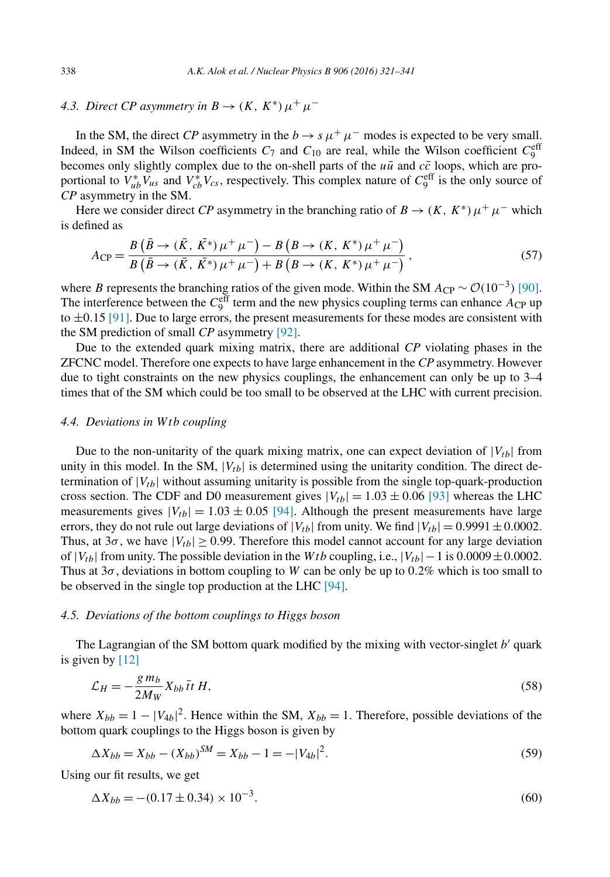### 4.3. Direct CP asymmetry in $B \to (K, K^*)\,\mu^+\mu^-$

In the SM, the direct $CP$ asymmetry in the $b \to s\,\mu^+\mu^-$ modes is expected to be very small. Indeed, in SM the Wilson coefficients $C_7$ and $C_{10}$ are real, while the Wilson coefficient $C_9^{\rm eff}$ becomes only slightly complex due to the on-shell parts of the $u\bar{u}$ and $c\bar{c}$ loops, which are proportional to $V_{ub}^* V_{us}$ and $V_{cb}^* V_{cs}$, respectively. This complex nature of $C_9^{\rm eff}$ is the only source of $CP$ asymmetry in the SM.

Here we consider direct $CP$ asymmetry in the branching ratio of $B \to (K, K^*)\,\mu^+\mu^-$ which is defined as

$$A_{\rm CP} = \frac{B\left(\bar{B} \to (\bar{K}, \bar{K^*})\,\mu^+\mu^-\right) - B\left(B \to (K, K^*)\,\mu^+\mu^-\right)}{B\left(\bar{B} \to (\bar{K}, \bar{K^*})\,\mu^+\mu^-\right) + B\left(B \to (K, K^*)\,\mu^+\mu^-\right)}\,, \tag{57}$$

where $B$ represents the branching ratios of the given mode. Within the SM $A_{\rm CP} \sim \mathcal{O}(10^{-3})$ [90]. The interference between the $C_9^{\rm eff}$ term and the new physics coupling terms can enhance $A_{\rm CP}$ up to $\pm 0.15$ [91]. Due to large errors, the present measurements for these modes are consistent with the SM prediction of small $CP$ asymmetry [92].

Due to the extended quark mixing matrix, there are additional $CP$ violating phases in the ZFCNC model. Therefore one expects to have large enhancement in the $CP$ asymmetry. However due to tight constraints on the new physics couplings, the enhancement can only be up to 3–4 times that of the SM which could be too small to be observed at the LHC with current precision.

### 4.4. Deviations in $Wtb$ coupling

Due to the non-unitarity of the quark mixing matrix, one can expect deviation of $|V_{tb}|$ from unity in this model. In the SM, $|V_{tb}|$ is determined using the unitarity condition. The direct determination of $|V_{tb}|$ without assuming unitarity is possible from the single top-quark-production cross section. The CDF and D0 measurement gives $|V_{tb}| = 1.03 \pm 0.06$ [93] whereas the LHC measurements gives $|V_{tb}| = 1.03 \pm 0.05$ [94]. Although the present measurements have large errors, they do not rule out large deviations of $|V_{tb}|$ from unity. We find $|V_{tb}| = 0.9991 \pm 0.0002$. Thus, at $3\sigma$, we have $|V_{tb}| \geq 0.99$. Therefore this model cannot account for any large deviation of $|V_{tb}|$ from unity. The possible deviation in the $Wtb$ coupling, i.e., $|V_{tb}| - 1$ is $0.0009 \pm 0.0002$. Thus at $3\sigma$, deviations in bottom coupling to $W$ can be only be up to 0.2% which is too small to be observed in the single top production at the LHC [94].

### 4.5. Deviations of the bottom couplings to Higgs boson

The Lagrangian of the SM bottom quark modified by the mixing with vector-singlet $b'$ quark is given by [12]

$$\mathcal{L}_H = -\frac{g\,m_b}{2M_W} X_{bb}\,\bar{t}t\,H, \tag{58}$$

where $X_{bb} = 1 - |V_{4b}|^2$. Hence within the SM, $X_{bb} = 1$. Therefore, possible deviations of the bottom quark couplings to the Higgs boson is given by

$$\Delta X_{bb} = X_{bb} - (X_{bb})^{SM} = X_{bb} - 1 = -|V_{4b}|^2. \tag{59}$$

Using our fit results, we get

$$\Delta X_{bb} = -(0.17 \pm 0.34) \times 10^{-3}. \tag{60}$$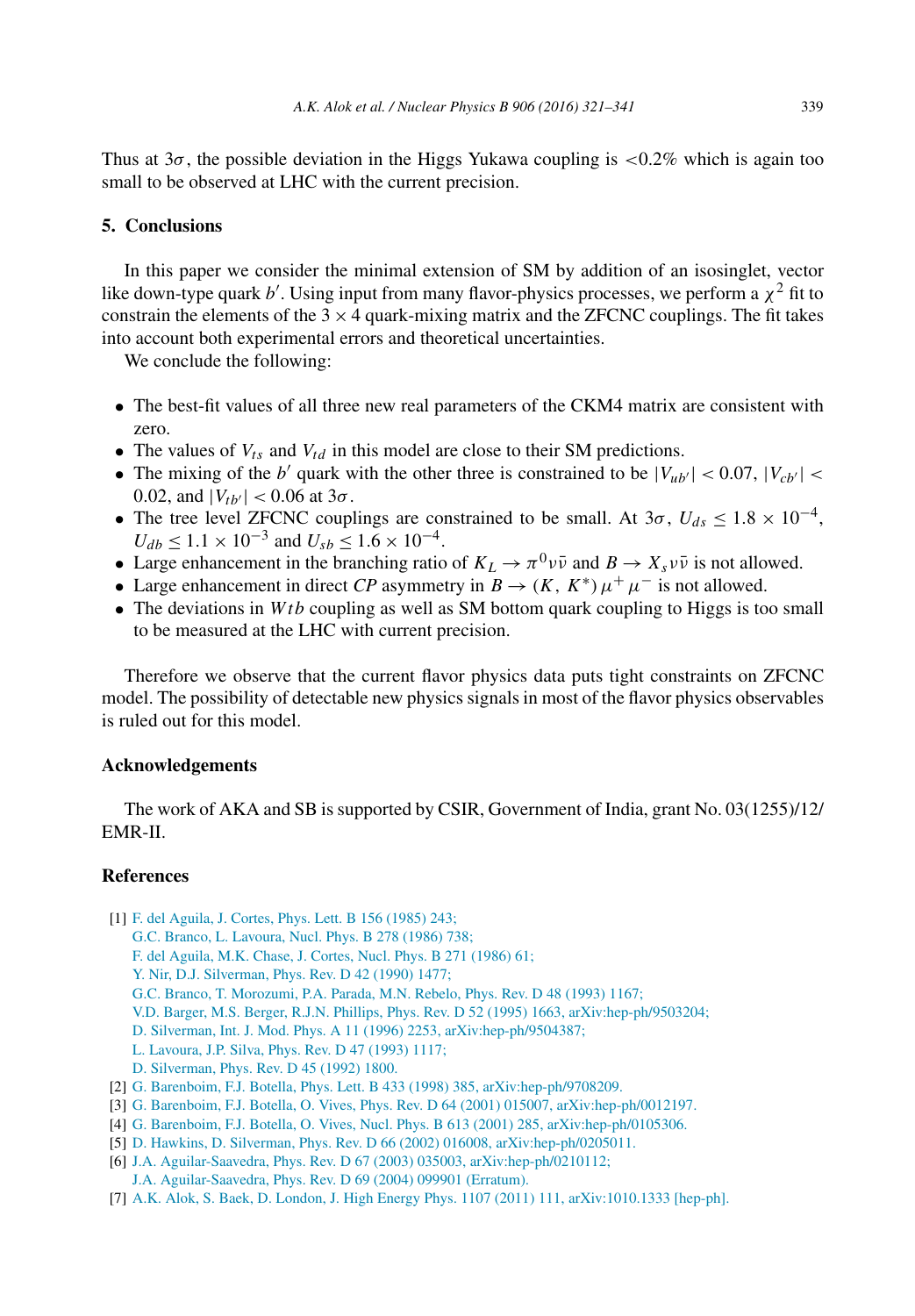Thus at $3\sigma$, the possible deviation in the Higgs Yukawa coupling is $<0.2\%$ which is again too small to be observed at LHC with the current precision.

## 5. Conclusions

In this paper we consider the minimal extension of SM by addition of an isosinglet, vector like down-type quark $b'$. Using input from many flavor-physics processes, we perform a $\chi^2$ fit to constrain the elements of the $3 \times 4$ quark-mixing matrix and the ZFCNC couplings. The fit takes into account both experimental errors and theoretical uncertainties.

We conclude the following:

- The best-fit values of all three new real parameters of the CKM4 matrix are consistent with zero.
- The values of $V_{ts}$ and $V_{td}$ in this model are close to their SM predictions.
- The mixing of the $b'$ quark with the other three is constrained to be $|V_{ub'}| < 0.07$, $|V_{cb'}| < 0.02$, and $|V_{tb'}| < 0.06$ at $3\sigma$.
- The tree level ZFCNC couplings are constrained to be small. At $3\sigma$, $U_{ds} \leq 1.8 \times 10^{-4}$, $U_{db} \leq 1.1 \times 10^{-3}$ and $U_{sb} \leq 1.6 \times 10^{-4}$.
- Large enhancement in the branching ratio of $K_L \to \pi^0 \nu \bar{\nu}$ and $B \to X_s \nu \bar{\nu}$ is not allowed.
- Large enhancement in direct *CP* asymmetry in $B \to (K, K^*) \mu^+ \mu^-$ is not allowed.
- The deviations in $Wtb$ coupling as well as SM bottom quark coupling to Higgs is too small to be measured at the LHC with current precision.

Therefore we observe that the current flavor physics data puts tight constraints on ZFCNC model. The possibility of detectable new physics signals in most of the flavor physics observables is ruled out for this model.

### Acknowledgements

The work of AKA and SB is supported by CSIR, Government of India, grant No. 03(1255)/12/EMR-II.

### References

[1] F. del Aguila, J. Cortes, Phys. Lett. B 156 (1985) 243;
G.C. Branco, L. Lavoura, Nucl. Phys. B 278 (1986) 738;
F. del Aguila, M.K. Chase, J. Cortes, Nucl. Phys. B 271 (1986) 61;
Y. Nir, D.J. Silverman, Phys. Rev. D 42 (1990) 1477;
G.C. Branco, T. Morozumi, P.A. Parada, M.N. Rebelo, Phys. Rev. D 48 (1993) 1167;
V.D. Barger, M.S. Berger, R.J.N. Phillips, Phys. Rev. D 52 (1995) 1663, arXiv:hep-ph/9503204;
D. Silverman, Int. J. Mod. Phys. A 11 (1996) 2253, arXiv:hep-ph/9504387;
L. Lavoura, J.P. Silva, Phys. Rev. D 47 (1993) 1117;
D. Silverman, Phys. Rev. D 45 (1992) 1800.

[2] G. Barenboim, F.J. Botella, Phys. Lett. B 433 (1998) 385, arXiv:hep-ph/9708209.

[3] G. Barenboim, F.J. Botella, O. Vives, Phys. Rev. D 64 (2001) 015007, arXiv:hep-ph/0012197.

[4] G. Barenboim, F.J. Botella, O. Vives, Nucl. Phys. B 613 (2001) 285, arXiv:hep-ph/0105306.

[5] D. Hawkins, D. Silverman, Phys. Rev. D 66 (2002) 016008, arXiv:hep-ph/0205011.

[6] J.A. Aguilar-Saavedra, Phys. Rev. D 67 (2003) 035003, arXiv:hep-ph/0210112;
J.A. Aguilar-Saavedra, Phys. Rev. D 69 (2004) 099901 (Erratum).

[7] A.K. Alok, S. Baek, D. London, J. High Energy Phys. 1107 (2011) 111, arXiv:1010.1333 [hep-ph].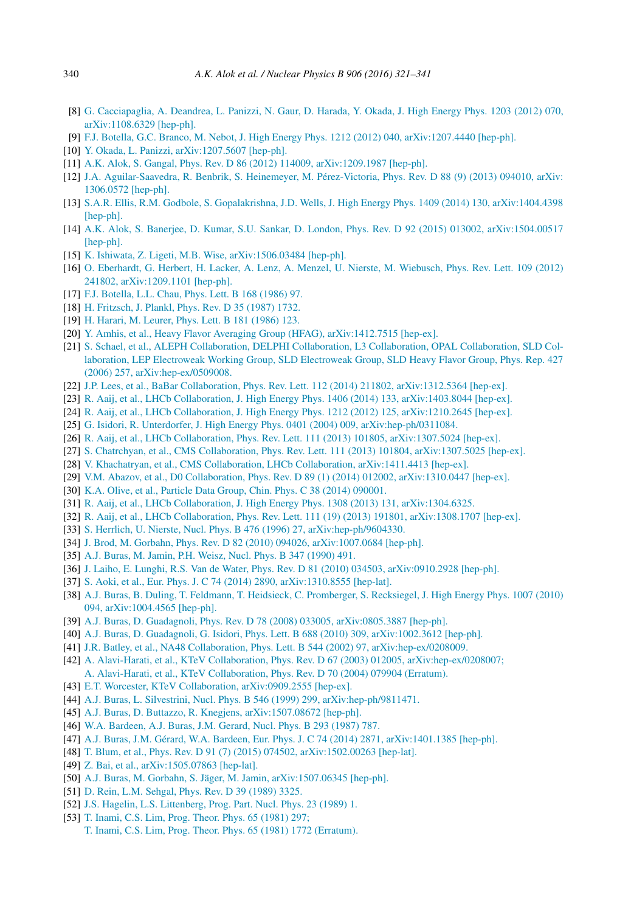[8] G. Cacciapaglia, A. Deandrea, L. Panizzi, N. Gaur, D. Harada, Y. Okada, J. High Energy Phys. 1203 (2012) 070, arXiv:1108.6329 [hep-ph].

[9] F.J. Botella, G.C. Branco, M. Nebot, J. High Energy Phys. 1212 (2012) 040, arXiv:1207.4440 [hep-ph].

[10] Y. Okada, L. Panizzi, arXiv:1207.5607 [hep-ph].

[11] A.K. Alok, S. Gangal, Phys. Rev. D 86 (2012) 114009, arXiv:1209.1987 [hep-ph].

[12] J.A. Aguilar-Saavedra, R. Benbrik, S. Heinemeyer, M. Pérez-Victoria, Phys. Rev. D 88 (9) (2013) 094010, arXiv:1306.0572 [hep-ph].

[13] S.A.R. Ellis, R.M. Godbole, S. Gopalakrishna, J.D. Wells, J. High Energy Phys. 1409 (2014) 130, arXiv:1404.4398 [hep-ph].

[14] A.K. Alok, S. Banerjee, D. Kumar, S.U. Sankar, D. London, Phys. Rev. D 92 (2015) 013002, arXiv:1504.00517 [hep-ph].

[15] K. Ishiwata, Z. Ligeti, M.B. Wise, arXiv:1506.03484 [hep-ph].

[16] O. Eberhardt, G. Herbert, H. Lacker, A. Lenz, A. Menzel, U. Nierste, M. Wiebusch, Phys. Rev. Lett. 109 (2012) 241802, arXiv:1209.1101 [hep-ph].

[17] F.J. Botella, L.L. Chau, Phys. Lett. B 168 (1986) 97.

[18] H. Fritzsch, J. Plankl, Phys. Rev. D 35 (1987) 1732.

[19] H. Harari, M. Leurer, Phys. Lett. B 181 (1986) 123.

[20] Y. Amhis, et al., Heavy Flavor Averaging Group (HFAG), arXiv:1412.7515 [hep-ex].

[21] S. Schael, et al., ALEPH Collaboration, DELPHI Collaboration, L3 Collaboration, OPAL Collaboration, SLD Collaboration, LEP Electroweak Working Group, SLD Electroweak Group, SLD Heavy Flavor Group, Phys. Rep. 427 (2006) 257, arXiv:hep-ex/0509008.

[22] J.P. Lees, et al., BaBar Collaboration, Phys. Rev. Lett. 112 (2014) 211802, arXiv:1312.5364 [hep-ex].

[23] R. Aaij, et al., LHCb Collaboration, J. High Energy Phys. 1406 (2014) 133, arXiv:1403.8044 [hep-ex].

[24] R. Aaij, et al., LHCb Collaboration, J. High Energy Phys. 1212 (2012) 125, arXiv:1210.2645 [hep-ex].

[25] G. Isidori, R. Unterdorfer, J. High Energy Phys. 0401 (2004) 009, arXiv:hep-ph/0311084.

[26] R. Aaij, et al., LHCb Collaboration, Phys. Rev. Lett. 111 (2013) 101805, arXiv:1307.5024 [hep-ex].

[27] S. Chatrchyan, et al., CMS Collaboration, Phys. Rev. Lett. 111 (2013) 101804, arXiv:1307.5025 [hep-ex].

[28] V. Khachatryan, et al., CMS Collaboration, LHCb Collaboration, arXiv:1411.4413 [hep-ex].

[29] V.M. Abazov, et al., D0 Collaboration, Phys. Rev. D 89 (1) (2014) 012002, arXiv:1310.0447 [hep-ex].

[30] K.A. Olive, et al., Particle Data Group, Chin. Phys. C 38 (2014) 090001.

[31] R. Aaij, et al., LHCb Collaboration, J. High Energy Phys. 1308 (2013) 131, arXiv:1304.6325.

[32] R. Aaij, et al., LHCb Collaboration, Phys. Rev. Lett. 111 (19) (2013) 191801, arXiv:1308.1707 [hep-ex].

[33] S. Herrlich, U. Nierste, Nucl. Phys. B 476 (1996) 27, arXiv:hep-ph/9604330.

[34] J. Brod, M. Gorbahn, Phys. Rev. D 82 (2010) 094026, arXiv:1007.0684 [hep-ph].

[35] A.J. Buras, M. Jamin, P.H. Weisz, Nucl. Phys. B 347 (1990) 491.

[36] J. Laiho, E. Lunghi, R.S. Van de Water, Phys. Rev. D 81 (2010) 034503, arXiv:0910.2928 [hep-ph].

[37] S. Aoki, et al., Eur. Phys. J. C 74 (2014) 2890, arXiv:1310.8555 [hep-lat].

[38] A.J. Buras, B. Duling, T. Feldmann, T. Heidsieck, C. Promberger, S. Recksiegel, J. High Energy Phys. 1007 (2010) 094, arXiv:1004.4565 [hep-ph].

[39] A.J. Buras, D. Guadagnoli, Phys. Rev. D 78 (2008) 033005, arXiv:0805.3887 [hep-ph].

[40] A.J. Buras, D. Guadagnoli, G. Isidori, Phys. Lett. B 688 (2010) 309, arXiv:1002.3612 [hep-ph].

[41] J.R. Batley, et al., NA48 Collaboration, Phys. Lett. B 544 (2002) 97, arXiv:hep-ex/0208009.

[42] A. Alavi-Harati, et al., KTeV Collaboration, Phys. Rev. D 67 (2003) 012005, arXiv:hep-ex/0208007; A. Alavi-Harati, et al., KTeV Collaboration, Phys. Rev. D 70 (2004) 079904 (Erratum).

[43] E.T. Worcester, KTeV Collaboration, arXiv:0909.2555 [hep-ex].

[44] A.J. Buras, L. Silvestrini, Nucl. Phys. B 546 (1999) 299, arXiv:hep-ph/9811471.

[45] A.J. Buras, D. Buttazzo, R. Knegjens, arXiv:1507.08672 [hep-ph].

[46] W.A. Bardeen, A.J. Buras, J.M. Gerard, Nucl. Phys. B 293 (1987) 787.

[47] A.J. Buras, J.M. Gérard, W.A. Bardeen, Eur. Phys. J. C 74 (2014) 2871, arXiv:1401.1385 [hep-ph].

[48] T. Blum, et al., Phys. Rev. D 91 (7) (2015) 074502, arXiv:1502.00263 [hep-lat].

[49] Z. Bai, et al., arXiv:1505.07863 [hep-lat].

[50] A.J. Buras, M. Gorbahn, S. Jäger, M. Jamin, arXiv:1507.06345 [hep-ph].

[51] D. Rein, L.M. Sehgal, Phys. Rev. D 39 (1989) 3325.

[52] J.S. Hagelin, L.S. Littenberg, Prog. Part. Nucl. Phys. 23 (1989) 1.

[53] T. Inami, C.S. Lim, Prog. Theor. Phys. 65 (1981) 297; T. Inami, C.S. Lim, Prog. Theor. Phys. 65 (1981) 1772 (Erratum).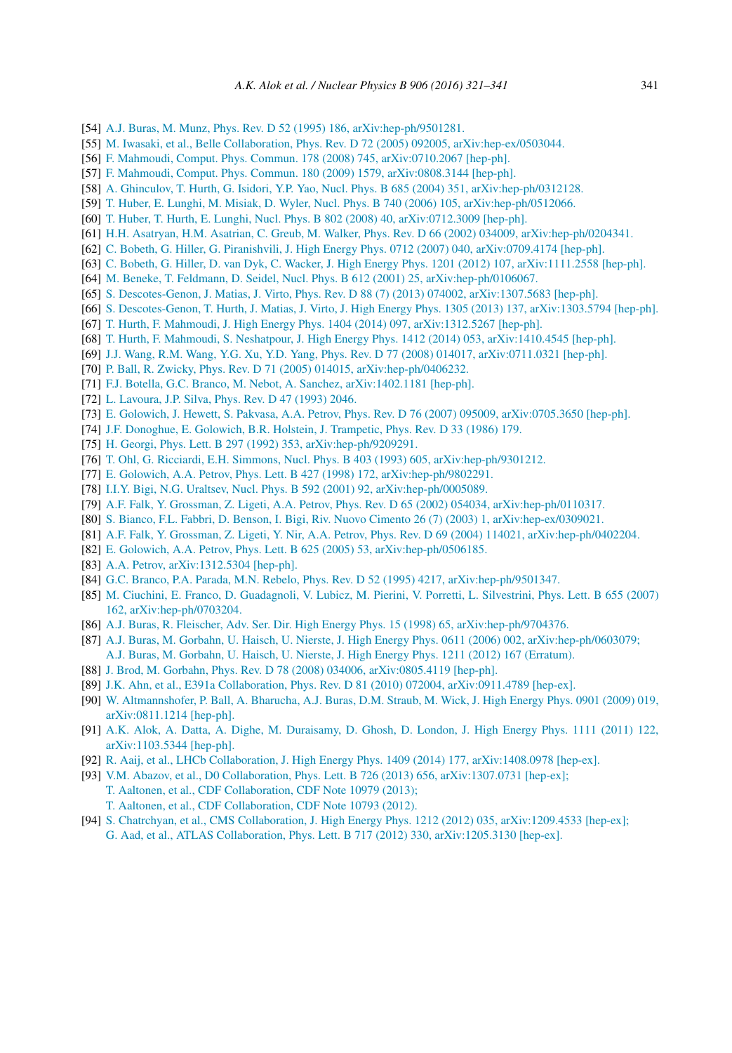[54] A.J. Buras, M. Munz, Phys. Rev. D 52 (1995) 186, arXiv:hep-ph/9501281.
[55] M. Iwasaki, et al., Belle Collaboration, Phys. Rev. D 72 (2005) 092005, arXiv:hep-ex/0503044.
[56] F. Mahmoudi, Comput. Phys. Commun. 178 (2008) 745, arXiv:0710.2067 [hep-ph].
[57] F. Mahmoudi, Comput. Phys. Commun. 180 (2009) 1579, arXiv:0808.3144 [hep-ph].
[58] A. Ghinculov, T. Hurth, G. Isidori, Y.P. Yao, Nucl. Phys. B 685 (2004) 351, arXiv:hep-ph/0312128.
[59] T. Huber, E. Lunghi, M. Misiak, D. Wyler, Nucl. Phys. B 740 (2006) 105, arXiv:hep-ph/0512066.
[60] T. Huber, T. Hurth, E. Lunghi, Nucl. Phys. B 802 (2008) 40, arXiv:0712.3009 [hep-ph].
[61] H.H. Asatryan, H.M. Asatrian, C. Greub, M. Walker, Phys. Rev. D 66 (2002) 034009, arXiv:hep-ph/0204341.
[62] C. Bobeth, G. Hiller, G. Piranishvili, J. High Energy Phys. 0712 (2007) 040, arXiv:0709.4174 [hep-ph].
[63] C. Bobeth, G. Hiller, D. van Dyk, C. Wacker, J. High Energy Phys. 1201 (2012) 107, arXiv:1111.2558 [hep-ph].
[64] M. Beneke, T. Feldmann, D. Seidel, Nucl. Phys. B 612 (2001) 25, arXiv:hep-ph/0106067.
[65] S. Descotes-Genon, J. Matias, J. Virto, Phys. Rev. D 88 (7) (2013) 074002, arXiv:1307.5683 [hep-ph].
[66] S. Descotes-Genon, T. Hurth, J. Matias, J. Virto, J. High Energy Phys. 1305 (2013) 137, arXiv:1303.5794 [hep-ph].
[67] T. Hurth, F. Mahmoudi, J. High Energy Phys. 1404 (2014) 097, arXiv:1312.5267 [hep-ph].
[68] T. Hurth, F. Mahmoudi, S. Neshatpour, J. High Energy Phys. 1412 (2014) 053, arXiv:1410.4545 [hep-ph].
[69] J.J. Wang, R.M. Wang, Y.G. Xu, Y.D. Yang, Phys. Rev. D 77 (2008) 014017, arXiv:0711.0321 [hep-ph].
[70] P. Ball, R. Zwicky, Phys. Rev. D 71 (2005) 014015, arXiv:hep-ph/0406232.
[71] F.J. Botella, G.C. Branco, M. Nebot, A. Sanchez, arXiv:1402.1181 [hep-ph].
[72] L. Lavoura, J.P. Silva, Phys. Rev. D 47 (1993) 2046.
[73] E. Golowich, J. Hewett, S. Pakvasa, A.A. Petrov, Phys. Rev. D 76 (2007) 095009, arXiv:0705.3650 [hep-ph].
[74] J.F. Donoghue, E. Golowich, B.R. Holstein, J. Trampetic, Phys. Rev. D 33 (1986) 179.
[75] H. Georgi, Phys. Lett. B 297 (1992) 353, arXiv:hep-ph/9209291.
[76] T. Ohl, G. Ricciardi, E.H. Simmons, Nucl. Phys. B 403 (1993) 605, arXiv:hep-ph/9301212.
[77] E. Golowich, A.A. Petrov, Phys. Lett. B 427 (1998) 172, arXiv:hep-ph/9802291.
[78] I.I.Y. Bigi, N.G. Uraltsev, Nucl. Phys. B 592 (2001) 92, arXiv:hep-ph/0005089.
[79] A.F. Falk, Y. Grossman, Z. Ligeti, A.A. Petrov, Phys. Rev. D 65 (2002) 054034, arXiv:hep-ph/0110317.
[80] S. Bianco, F.L. Fabbri, D. Benson, I. Bigi, Riv. Nuovo Cimento 26 (7) (2003) 1, arXiv:hep-ex/0309021.
[81] A.F. Falk, Y. Grossman, Z. Ligeti, Y. Nir, A.A. Petrov, Phys. Rev. D 69 (2004) 114021, arXiv:hep-ph/0402204.
[82] E. Golowich, A.A. Petrov, Phys. Lett. B 625 (2005) 53, arXiv:hep-ph/0506185.
[83] A.A. Petrov, arXiv:1312.5304 [hep-ph].
[84] G.C. Branco, P.A. Parada, M.N. Rebelo, Phys. Rev. D 52 (1995) 4217, arXiv:hep-ph/9501347.
[85] M. Ciuchini, E. Franco, D. Guadagnoli, V. Lubicz, M. Pierini, V. Porretti, L. Silvestrini, Phys. Lett. B 655 (2007) 162, arXiv:hep-ph/0703204.
[86] A.J. Buras, R. Fleischer, Adv. Ser. Dir. High Energy Phys. 15 (1998) 65, arXiv:hep-ph/9704376.
[87] A.J. Buras, M. Gorbahn, U. Haisch, U. Nierste, J. High Energy Phys. 0611 (2006) 002, arXiv:hep-ph/0603079; A.J. Buras, M. Gorbahn, U. Haisch, U. Nierste, J. High Energy Phys. 1211 (2012) 167 (Erratum).
[88] J. Brod, M. Gorbahn, Phys. Rev. D 78 (2008) 034006, arXiv:0805.4119 [hep-ph].
[89] J.K. Ahn, et al., E391a Collaboration, Phys. Rev. D 81 (2010) 072004, arXiv:0911.4789 [hep-ex].
[90] W. Altmannshofer, P. Ball, A. Bharucha, A.J. Buras, D.M. Straub, M. Wick, J. High Energy Phys. 0901 (2009) 019, arXiv:0811.1214 [hep-ph].
[91] A.K. Alok, A. Datta, A. Dighe, M. Duraisamy, D. Ghosh, D. London, J. High Energy Phys. 1111 (2011) 122, arXiv:1103.5344 [hep-ph].
[92] R. Aaij, et al., LHCb Collaboration, J. High Energy Phys. 1409 (2014) 177, arXiv:1408.0978 [hep-ex].
[93] V.M. Abazov, et al., D0 Collaboration, Phys. Lett. B 726 (2013) 656, arXiv:1307.0731 [hep-ex]; T. Aaltonen, et al., CDF Collaboration, CDF Note 10979 (2013); T. Aaltonen, et al., CDF Collaboration, CDF Note 10793 (2012).
[94] S. Chatrchyan, et al., CMS Collaboration, J. High Energy Phys. 1212 (2012) 035, arXiv:1209.4533 [hep-ex]; G. Aad, et al., ATLAS Collaboration, Phys. Lett. B 717 (2012) 330, arXiv:1205.3130 [hep-ex].